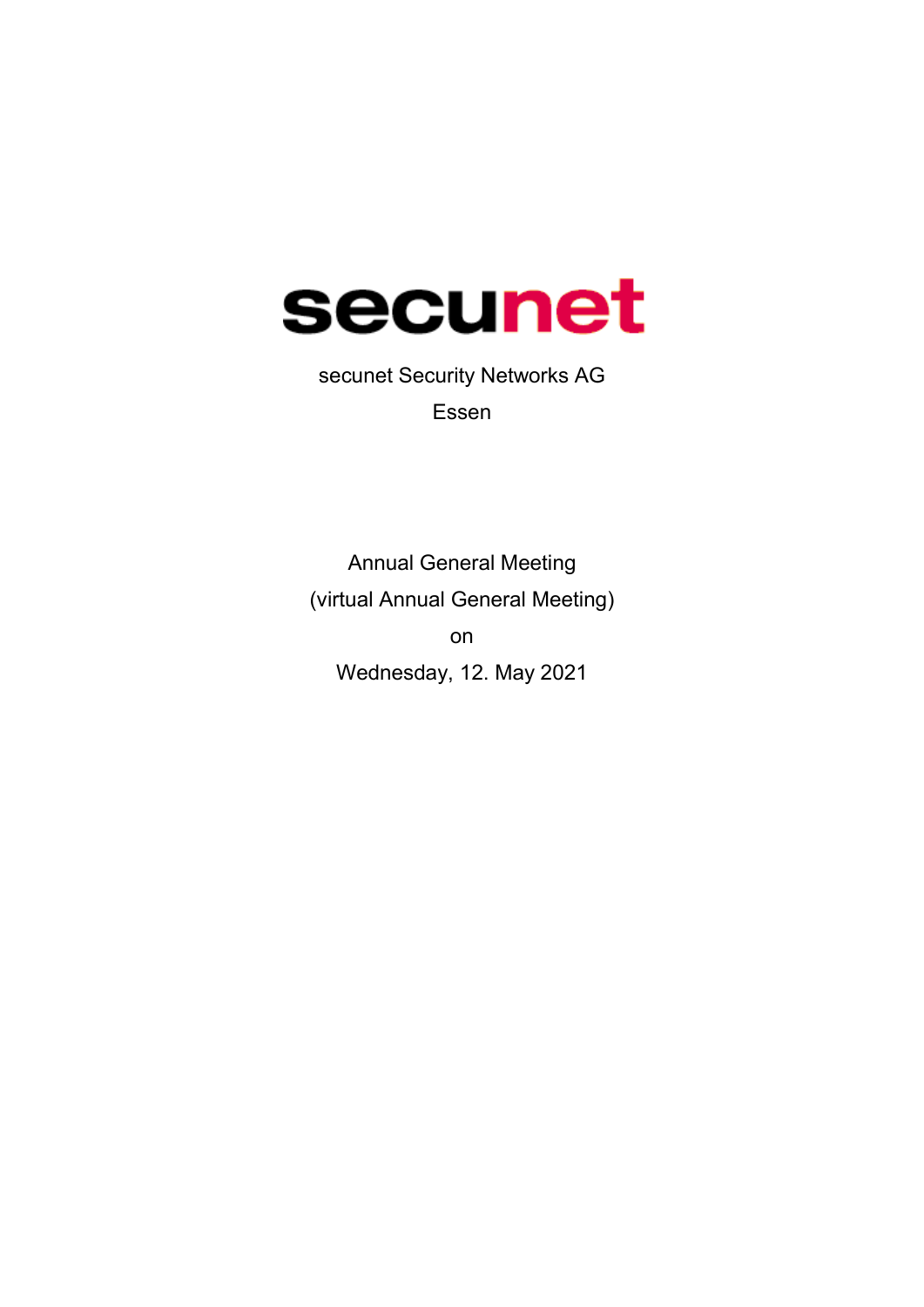# secunet

secunet Security Networks AG

Essen

Annual General Meeting

(virtual Annual General Meeting)

on

Wednesday, 12. May 2021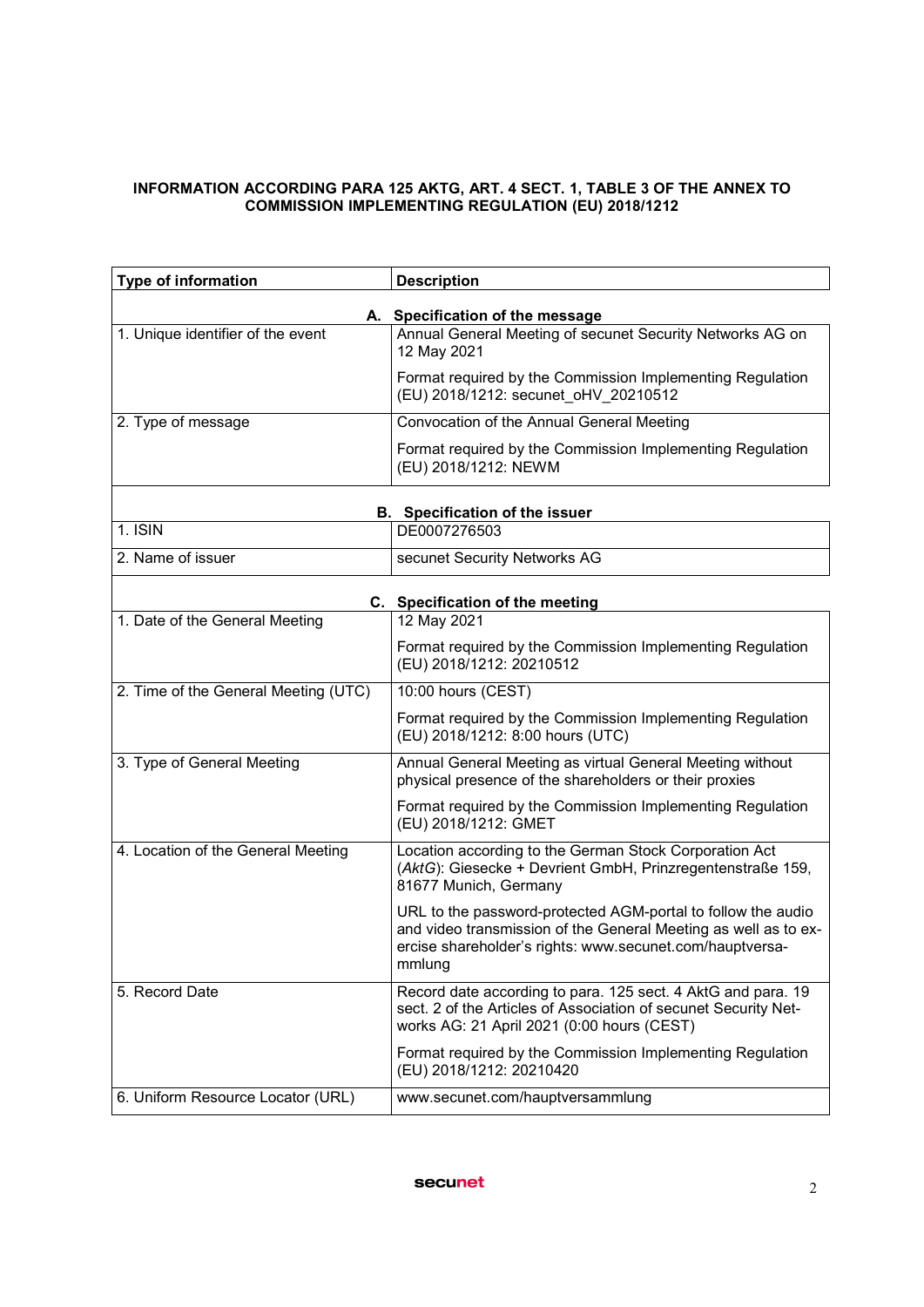**INFORMATION ACCORDING PARA 125 AKTG, ART. 4 SECT. 1, TABLE 3 OF THE ANNEX TO COMMISSION IMPLEMENTING REGULATION (EU) 2018/1212**

| Type of information | Description |
|---|---|
| **A. Specification of the message** | |
| 1. Unique identifier of the event | Annual General Meeting of secunet Security Networks AG on 12 May 2021<br><br>Format required by the Commission Implementing Regulation (EU) 2018/1212: secunet_oHV_20210512 |
| 2. Type of message | Convocation of the Annual General Meeting<br><br>Format required by the Commission Implementing Regulation (EU) 2018/1212: NEWM |
| **B. Specification of the issuer** | |
| 1. ISIN | DE0007276503 |
| 2. Name of issuer | secunet Security Networks AG |
| **C. Specification of the meeting** | |
| 1. Date of the General Meeting | 12 May 2021<br><br>Format required by the Commission Implementing Regulation (EU) 2018/1212: 20210512 |
| 2. Time of the General Meeting (UTC) | 10:00 hours (CEST)<br><br>Format required by the Commission Implementing Regulation (EU) 2018/1212: 8:00 hours (UTC) |
| 3. Type of General Meeting | Annual General Meeting as virtual General Meeting without physical presence of the shareholders or their proxies<br><br>Format required by the Commission Implementing Regulation (EU) 2018/1212: GMET |
| 4. Location of the General Meeting | Location according to the German Stock Corporation Act (*AktG*): Giesecke + Devrient GmbH, Prinzregentenstraße 159, 81677 Munich, Germany<br><br>URL to the password-protected AGM-portal to follow the audio and video transmission of the General Meeting as well as to exercise shareholder's rights: www.secunet.com/hauptversammlung |
| 5. Record Date | Record date according to para. 125 sect. 4 AktG and para. 19 sect. 2 of the Articles of Association of secunet Security Networks AG: 21 April 2021 (0:00 hours (CEST)<br><br>Format required by the Commission Implementing Regulation (EU) 2018/1212: 20210420 |
| 6. Uniform Resource Locator (URL) | www.secunet.com/hauptversammlung |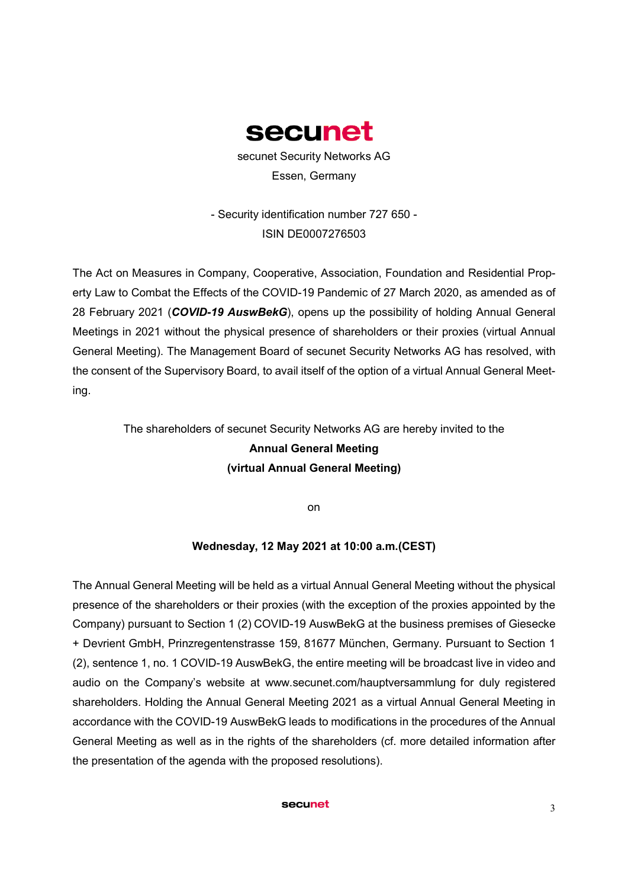# secunet

secunet Security Networks AG

Essen, Germany

- Security identification number 727 650 -

ISIN DE0007276503

The Act on Measures in Company, Cooperative, Association, Foundation and Residential Property Law to Combat the Effects of the COVID-19 Pandemic of 27 March 2020, as amended as of 28 February 2021 (***COVID-19 AuswBekG***), opens up the possibility of holding Annual General Meetings in 2021 without the physical presence of shareholders or their proxies (virtual Annual General Meeting). The Management Board of secunet Security Networks AG has resolved, with the consent of the Supervisory Board, to avail itself of the option of a virtual Annual General Meeting.

The shareholders of secunet Security Networks AG are hereby invited to the

**Annual General Meeting**

**(virtual Annual General Meeting)**

on

**Wednesday, 12 May 2021 at 10:00 a.m.(CEST)**

The Annual General Meeting will be held as a virtual Annual General Meeting without the physical presence of the shareholders or their proxies (with the exception of the proxies appointed by the Company) pursuant to Section 1 (2) COVID-19 AuswBekG at the business premises of Giesecke + Devrient GmbH, Prinzregentenstrasse 159, 81677 München, Germany. Pursuant to Section 1 (2), sentence 1, no. 1 COVID-19 AuswBekG, the entire meeting will be broadcast live in video and audio on the Company's website at www.secunet.com/hauptversammlung for duly registered shareholders. Holding the Annual General Meeting 2021 as a virtual Annual General Meeting in accordance with the COVID-19 AuswBekG leads to modifications in the procedures of the Annual General Meeting as well as in the rights of the shareholders (cf. more detailed information after the presentation of the agenda with the proposed resolutions).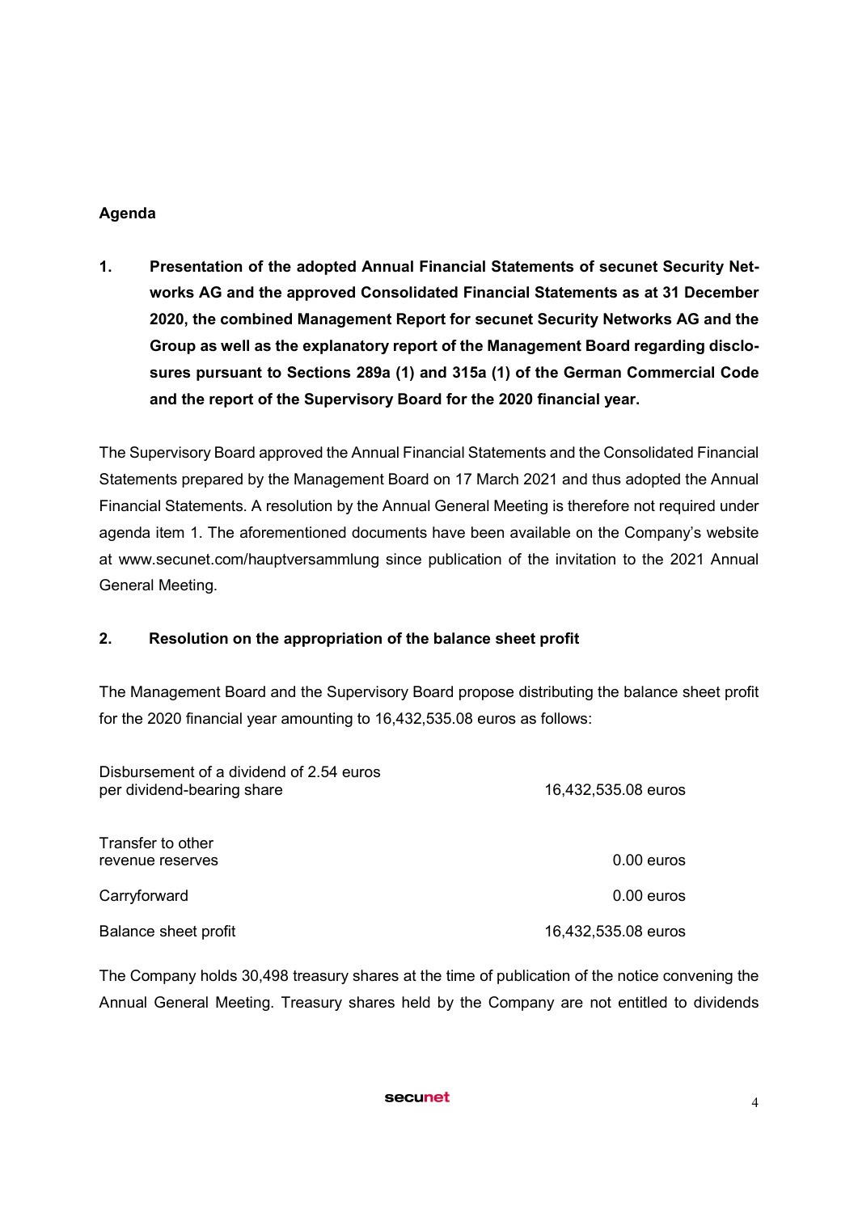## Agenda

**1. Presentation of the adopted Annual Financial Statements of secunet Security Networks AG and the approved Consolidated Financial Statements as at 31 December 2020, the combined Management Report for secunet Security Networks AG and the Group as well as the explanatory report of the Management Board regarding disclosures pursuant to Sections 289a (1) and 315a (1) of the German Commercial Code and the report of the Supervisory Board for the 2020 financial year.**

The Supervisory Board approved the Annual Financial Statements and the Consolidated Financial Statements prepared by the Management Board on 17 March 2021 and thus adopted the Annual Financial Statements. A resolution by the Annual General Meeting is therefore not required under agenda item 1. The aforementioned documents have been available on the Company's website at www.secunet.com/hauptversammlung since publication of the invitation to the 2021 Annual General Meeting.

**2. Resolution on the appropriation of the balance sheet profit**

The Management Board and the Supervisory Board propose distributing the balance sheet profit for the 2020 financial year amounting to 16,432,535.08 euros as follows:

| | |
|---|---|
| Disbursement of a dividend of 2.54 euros per dividend-bearing share | 16,432,535.08 euros |
| Transfer to other revenue reserves | 0.00 euros |
| Carryforward | 0.00 euros |
| Balance sheet profit | 16,432,535.08 euros |

The Company holds 30,498 treasury shares at the time of publication of the notice convening the Annual General Meeting. Treasury shares held by the Company are not entitled to dividends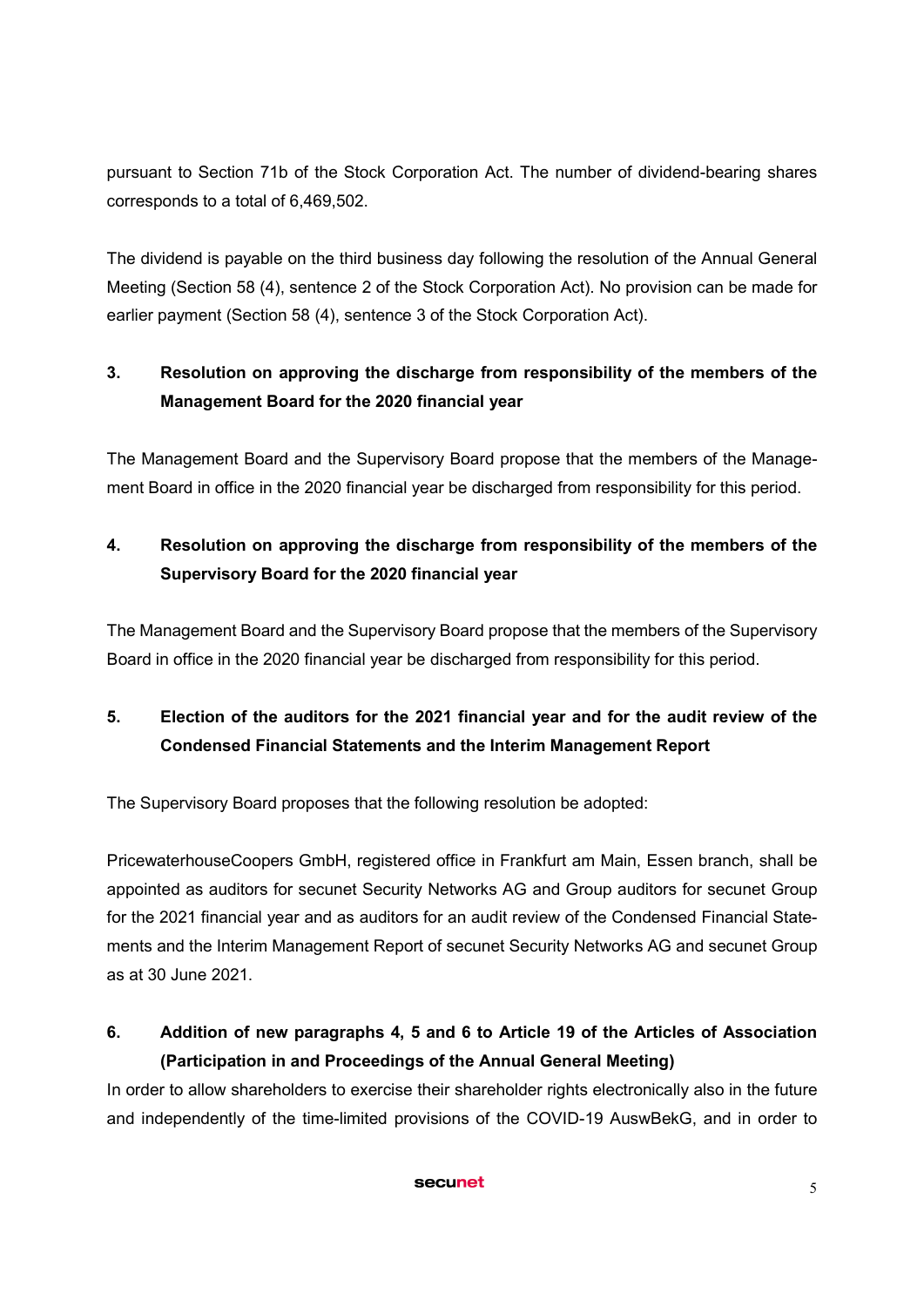pursuant to Section 71b of the Stock Corporation Act. The number of dividend-bearing shares corresponds to a total of 6,469,502.

The dividend is payable on the third business day following the resolution of the Annual General Meeting (Section 58 (4), sentence 2 of the Stock Corporation Act). No provision can be made for earlier payment (Section 58 (4), sentence 3 of the Stock Corporation Act).

## 3. Resolution on approving the discharge from responsibility of the members of the Management Board for the 2020 financial year

The Management Board and the Supervisory Board propose that the members of the Management Board in office in the 2020 financial year be discharged from responsibility for this period.

## 4. Resolution on approving the discharge from responsibility of the members of the Supervisory Board for the 2020 financial year

The Management Board and the Supervisory Board propose that the members of the Supervisory Board in office in the 2020 financial year be discharged from responsibility for this period.

## 5. Election of the auditors for the 2021 financial year and for the audit review of the Condensed Financial Statements and the Interim Management Report

The Supervisory Board proposes that the following resolution be adopted:

PricewaterhouseCoopers GmbH, registered office in Frankfurt am Main, Essen branch, shall be appointed as auditors for secunet Security Networks AG and Group auditors for secunet Group for the 2021 financial year and as auditors for an audit review of the Condensed Financial Statements and the Interim Management Report of secunet Security Networks AG and secunet Group as at 30 June 2021.

## 6. Addition of new paragraphs 4, 5 and 6 to Article 19 of the Articles of Association (Participation in and Proceedings of the Annual General Meeting)

In order to allow shareholders to exercise their shareholder rights electronically also in the future and independently of the time-limited provisions of the COVID-19 AuswBekG, and in order to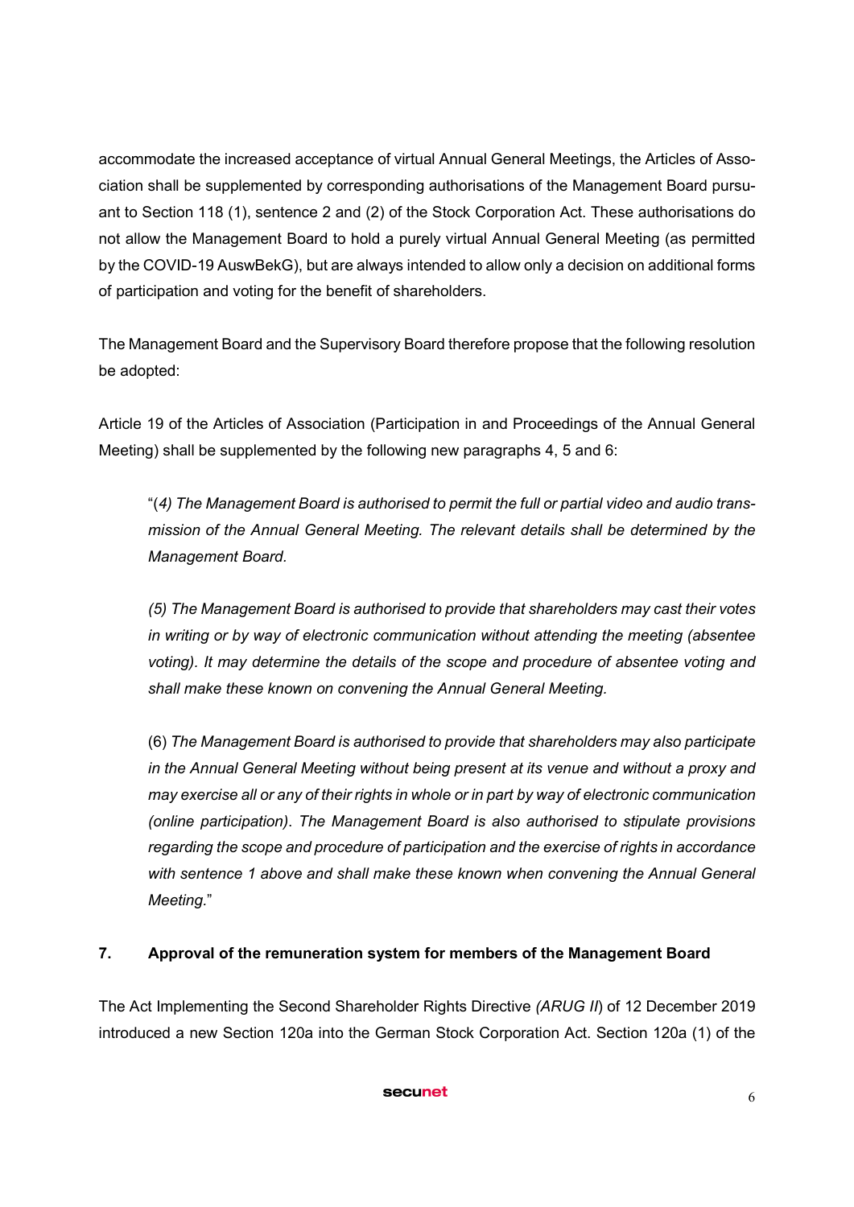accommodate the increased acceptance of virtual Annual General Meetings, the Articles of Association shall be supplemented by corresponding authorisations of the Management Board pursuant to Section 118 (1), sentence 2 and (2) of the Stock Corporation Act. These authorisations do not allow the Management Board to hold a purely virtual Annual General Meeting (as permitted by the COVID-19 AuswBekG), but are always intended to allow only a decision on additional forms of participation and voting for the benefit of shareholders.

The Management Board and the Supervisory Board therefore propose that the following resolution be adopted:

Article 19 of the Articles of Association (Participation in and Proceedings of the Annual General Meeting) shall be supplemented by the following new paragraphs 4, 5 and 6:

> "*(4) The Management Board is authorised to permit the full or partial video and audio transmission of the Annual General Meeting. The relevant details shall be determined by the Management Board.*
>
> *(5) The Management Board is authorised to provide that shareholders may cast their votes in writing or by way of electronic communication without attending the meeting (absentee voting). It may determine the details of the scope and procedure of absentee voting and shall make these known on convening the Annual General Meeting.*
>
> (6) *The Management Board is authorised to provide that shareholders may also participate in the Annual General Meeting without being present at its venue and without a proxy and may exercise all or any of their rights in whole or in part by way of electronic communication (online participation). The Management Board is also authorised to stipulate provisions regarding the scope and procedure of participation and the exercise of rights in accordance with sentence 1 above and shall make these known when convening the Annual General Meeting.*"

## 7. Approval of the remuneration system for members of the Management Board

The Act Implementing the Second Shareholder Rights Directive *(ARUG II*) of 12 December 2019 introduced a new Section 120a into the German Stock Corporation Act. Section 120a (1) of the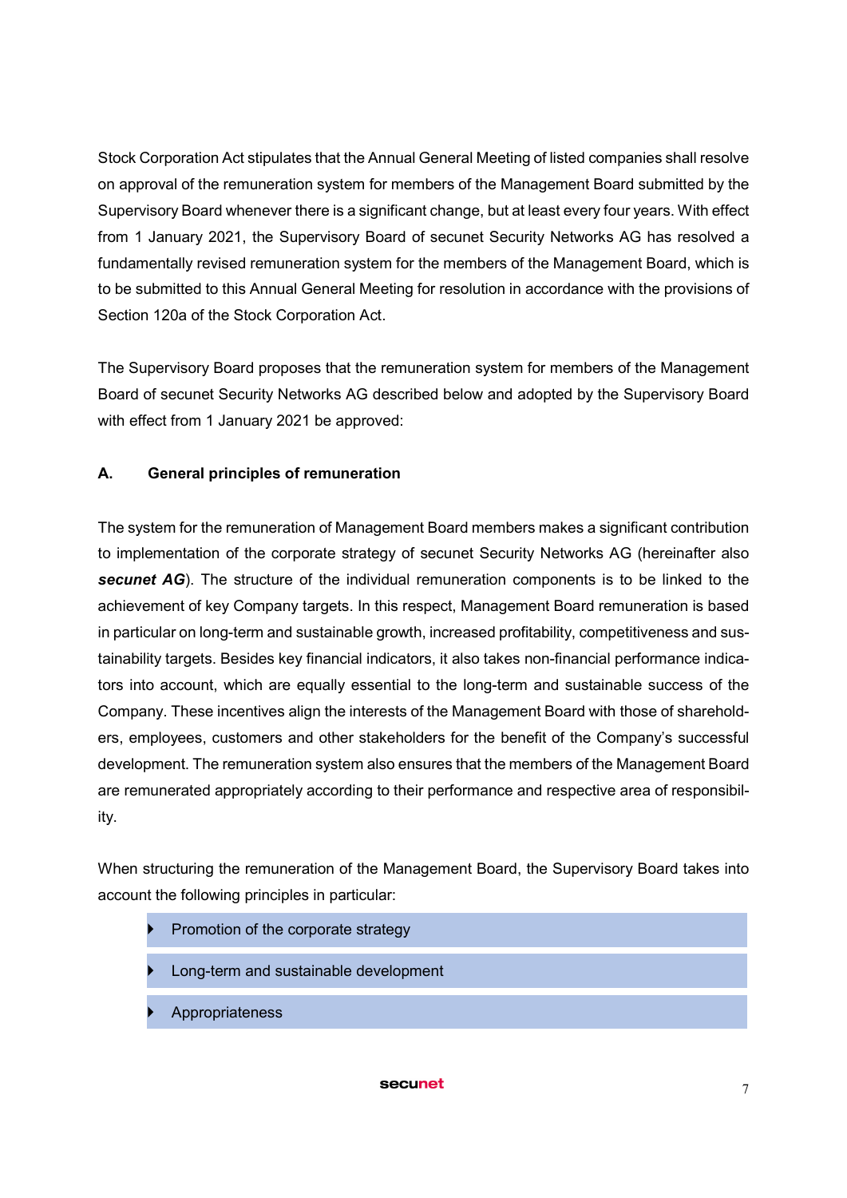Stock Corporation Act stipulates that the Annual General Meeting of listed companies shall resolve on approval of the remuneration system for members of the Management Board submitted by the Supervisory Board whenever there is a significant change, but at least every four years. With effect from 1 January 2021, the Supervisory Board of secunet Security Networks AG has resolved a fundamentally revised remuneration system for the members of the Management Board, which is to be submitted to this Annual General Meeting for resolution in accordance with the provisions of Section 120a of the Stock Corporation Act.

The Supervisory Board proposes that the remuneration system for members of the Management Board of secunet Security Networks AG described below and adopted by the Supervisory Board with effect from 1 January 2021 be approved:

### A. General principles of remuneration

The system for the remuneration of Management Board members makes a significant contribution to implementation of the corporate strategy of secunet Security Networks AG (hereinafter also ***secunet AG***). The structure of the individual remuneration components is to be linked to the achievement of key Company targets. In this respect, Management Board remuneration is based in particular on long-term and sustainable growth, increased profitability, competitiveness and sustainability targets. Besides key financial indicators, it also takes non-financial performance indicators into account, which are equally essential to the long-term and sustainable success of the Company. These incentives align the interests of the Management Board with those of shareholders, employees, customers and other stakeholders for the benefit of the Company's successful development. The remuneration system also ensures that the members of the Management Board are remunerated appropriately according to their performance and respective area of responsibility.

When structuring the remuneration of the Management Board, the Supervisory Board takes into account the following principles in particular:

- Promotion of the corporate strategy
- Long-term and sustainable development
- Appropriateness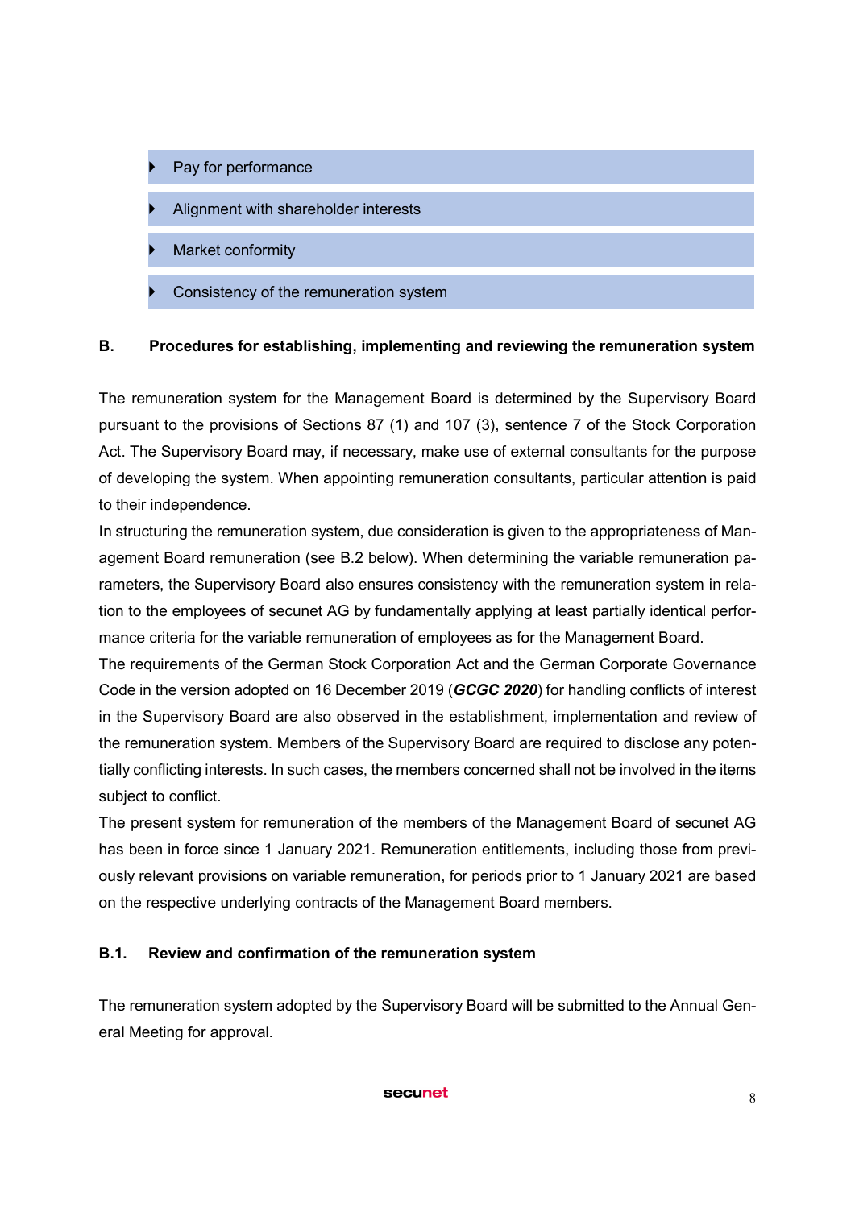- Pay for performance
- Alignment with shareholder interests
- Market conformity
- Consistency of the remuneration system

## B. Procedures for establishing, implementing and reviewing the remuneration system

The remuneration system for the Management Board is determined by the Supervisory Board pursuant to the provisions of Sections 87 (1) and 107 (3), sentence 7 of the Stock Corporation Act. The Supervisory Board may, if necessary, make use of external consultants for the purpose of developing the system. When appointing remuneration consultants, particular attention is paid to their independence.

In structuring the remuneration system, due consideration is given to the appropriateness of Management Board remuneration (see B.2 below). When determining the variable remuneration parameters, the Supervisory Board also ensures consistency with the remuneration system in relation to the employees of secunet AG by fundamentally applying at least partially identical performance criteria for the variable remuneration of employees as for the Management Board.

The requirements of the German Stock Corporation Act and the German Corporate Governance Code in the version adopted on 16 December 2019 (***GCGC 2020***) for handling conflicts of interest in the Supervisory Board are also observed in the establishment, implementation and review of the remuneration system. Members of the Supervisory Board are required to disclose any potentially conflicting interests. In such cases, the members concerned shall not be involved in the items subject to conflict.

The present system for remuneration of the members of the Management Board of secunet AG has been in force since 1 January 2021. Remuneration entitlements, including those from previously relevant provisions on variable remuneration, for periods prior to 1 January 2021 are based on the respective underlying contracts of the Management Board members.

### B.1. Review and confirmation of the remuneration system

The remuneration system adopted by the Supervisory Board will be submitted to the Annual General Meeting for approval.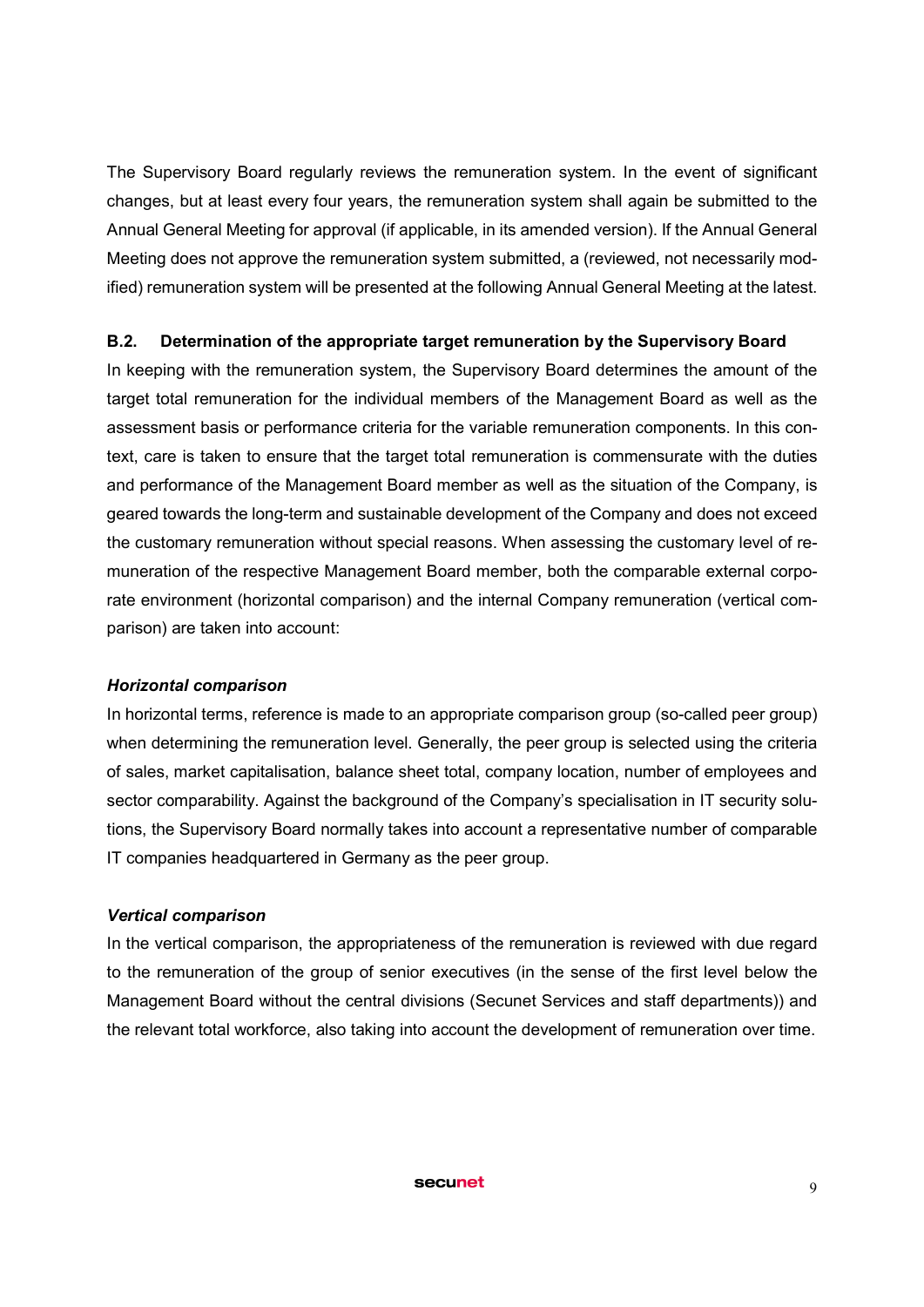The Supervisory Board regularly reviews the remuneration system. In the event of significant changes, but at least every four years, the remuneration system shall again be submitted to the Annual General Meeting for approval (if applicable, in its amended version). If the Annual General Meeting does not approve the remuneration system submitted, a (reviewed, not necessarily modified) remuneration system will be presented at the following Annual General Meeting at the latest.

### B.2. Determination of the appropriate target remuneration by the Supervisory Board

In keeping with the remuneration system, the Supervisory Board determines the amount of the target total remuneration for the individual members of the Management Board as well as the assessment basis or performance criteria for the variable remuneration components. In this context, care is taken to ensure that the target total remuneration is commensurate with the duties and performance of the Management Board member as well as the situation of the Company, is geared towards the long-term and sustainable development of the Company and does not exceed the customary remuneration without special reasons. When assessing the customary level of remuneration of the respective Management Board member, both the comparable external corporate environment (horizontal comparison) and the internal Company remuneration (vertical comparison) are taken into account:

***Horizontal comparison***

In horizontal terms, reference is made to an appropriate comparison group (so-called peer group) when determining the remuneration level. Generally, the peer group is selected using the criteria of sales, market capitalisation, balance sheet total, company location, number of employees and sector comparability. Against the background of the Company's specialisation in IT security solutions, the Supervisory Board normally takes into account a representative number of comparable IT companies headquartered in Germany as the peer group.

***Vertical comparison***

In the vertical comparison, the appropriateness of the remuneration is reviewed with due regard to the remuneration of the group of senior executives (in the sense of the first level below the Management Board without the central divisions (Secunet Services and staff departments)) and the relevant total workforce, also taking into account the development of remuneration over time.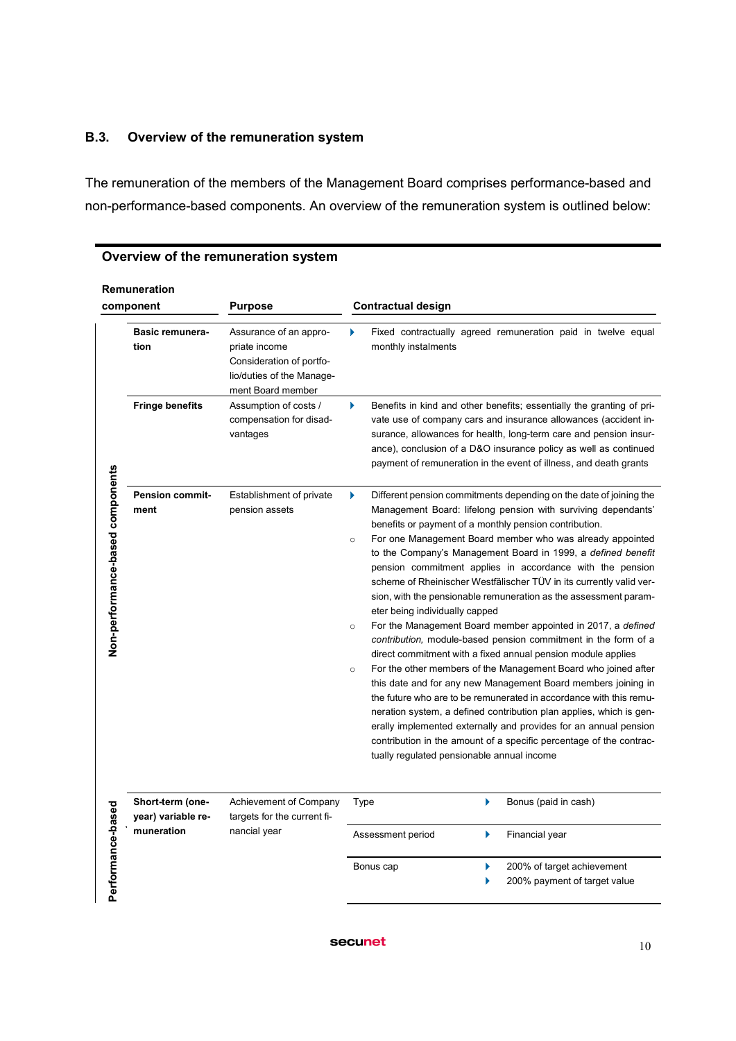### B.3. Overview of the remuneration system

The remuneration of the members of the Management Board comprises performance-based and non-performance-based components. An overview of the remuneration system is outlined below:

**Overview of the remuneration system**

| | Remuneration component | Purpose | Contractual design |
|---|---|---|---|
| Non-performance-based components | **Basic remuneration** | Assurance of an appropriate income<br>Consideration of portfolio/duties of the Management Board member | ▸ Fixed contractually agreed remuneration paid in twelve equal monthly instalments |
| | **Fringe benefits** | Assumption of costs / compensation for disadvantages | ▸ Benefits in kind and other benefits; essentially the granting of private use of company cars and insurance allowances (accident insurance, allowances for health, long-term care and pension insurance), conclusion of a D&O insurance policy as well as continued payment of remuneration in the event of illness, and death grants |
| | **Pension commitment** | Establishment of private pension assets | ▸ Different pension commitments depending on the date of joining the Management Board: lifelong pension with surviving dependants' benefits or payment of a monthly pension contribution.<br>○ For one Management Board member who was already appointed to the Company's Management Board in 1999, a *defined benefit* pension commitment applies in accordance with the pension scheme of Rheinischer Westfälischer TÜV in its currently valid version, with the pensionable remuneration as the assessment parameter being individually capped<br>○ For the Management Board member appointed in 2017, a *defined contribution,* module-based pension commitment in the form of a direct commitment with a fixed annual pension module applies<br>○ For the other members of the Management Board who joined after this date and for any new Management Board members joining in the future who are to be remunerated in accordance with this remuneration system, a defined contribution plan applies, which is generally implemented externally and provides for an annual pension contribution in the amount of a specific percentage of the contractually regulated pensionable annual income |
| Performance-based | **Short-term (one-year) variable remuneration** | Achievement of Company targets for the current financial year | Type: ▸ Bonus (paid in cash)<br>Assessment period: ▸ Financial year<br>Bonus cap: ▸ 200% of target achievement ▸ 200% payment of target value |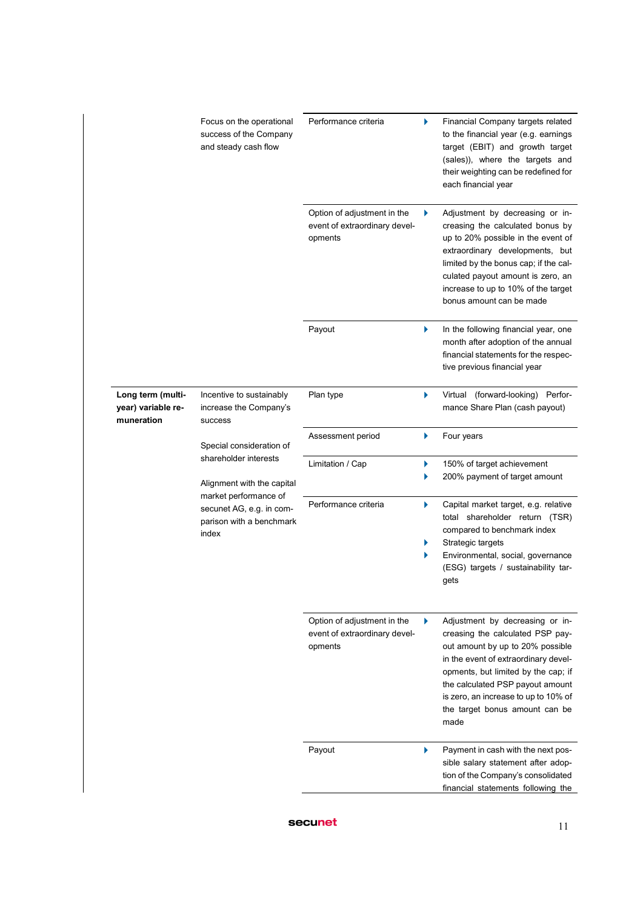| | | | |
|---|---|---|---|
| | Focus on the operational success of the Company and steady cash flow | Performance criteria | ▸ Financial Company targets related to the financial year (e.g. earnings target (EBIT) and growth target (sales)), where the targets and their weighting can be redefined for each financial year |
| | | Option of adjustment in the event of extraordinary developments | ▸ Adjustment by decreasing or increasing the calculated bonus by up to 20% possible in the event of extraordinary developments, but limited by the bonus cap; if the calculated payout amount is zero, an increase to up to 10% of the target bonus amount can be made |
| | | Payout | ▸ In the following financial year, one month after adoption of the annual financial statements for the respective previous financial year |
| **Long term (multi-year) variable remuneration** | Incentive to sustainably increase the Company's success<br><br>Special consideration of shareholder interests<br><br>Alignment with the capital market performance of secunet AG, e.g. in comparison with a benchmark index | Plan type | ▸ Virtual (forward-looking) Performance Share Plan (cash payout) |
| | | Assessment period | ▸ Four years |
| | | Limitation / Cap | ▸ 150% of target achievement<br>▸ 200% payment of target amount |
| | | Performance criteria | ▸ Capital market target, e.g. relative total shareholder return (TSR) compared to benchmark index<br>▸ Strategic targets<br>▸ Environmental, social, governance (ESG) targets / sustainability targets |
| | | Option of adjustment in the event of extraordinary developments | ▸ Adjustment by decreasing or increasing the calculated PSP payout amount by up to 20% possible in the event of extraordinary developments, but limited by the cap; if the calculated PSP payout amount is zero, an increase to up to 10% of the target bonus amount can be made |
| | | Payout | ▸ Payment in cash with the next possible salary statement after adoption of the Company's consolidated financial statements following the |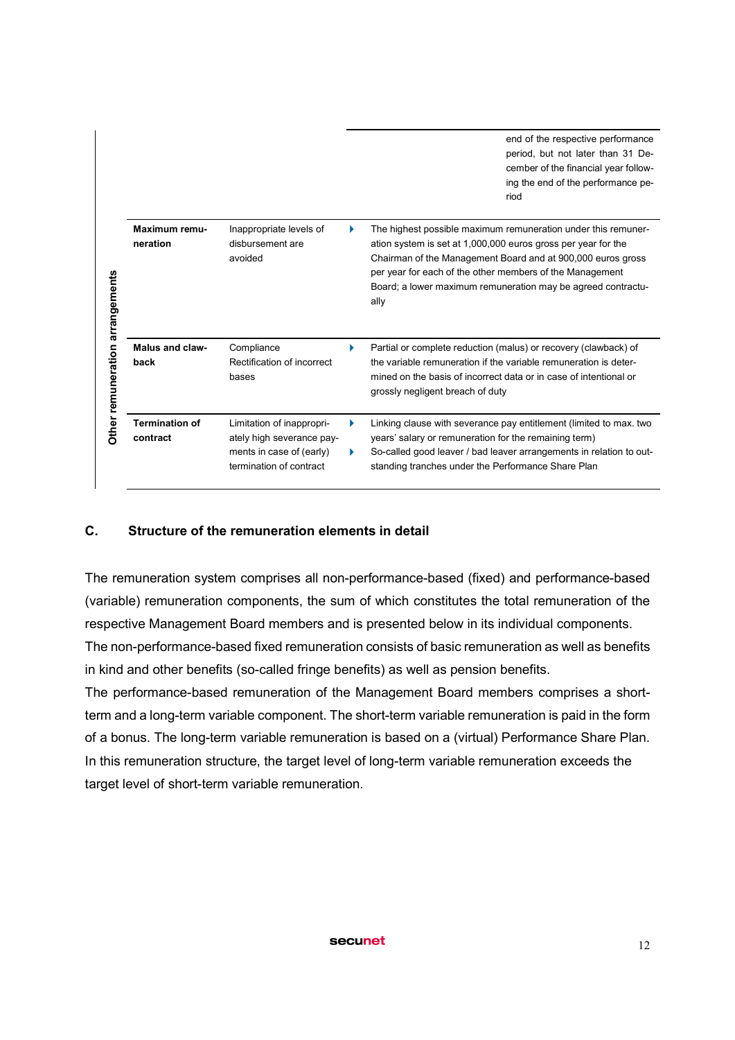| | | | |
|---|---|---|---|
| | | | end of the respective performance period, but not later than 31 December of the financial year following the end of the performance period |
| **Other remuneration arrangements** | **Maximum remuneration** | Inappropriate levels of disbursement are avoided | ▸ The highest possible maximum remuneration under this remuneration system is set at 1,000,000 euros gross per year for the Chairman of the Management Board and at 900,000 euros gross per year for each of the other members of the Management Board; a lower maximum remuneration may be agreed contractually |
| | **Malus and clawback** | Compliance<br>Rectification of incorrect bases | ▸ Partial or complete reduction (malus) or recovery (clawback) of the variable remuneration if the variable remuneration is determined on the basis of incorrect data or in case of intentional or grossly negligent breach of duty |
| | **Termination of contract** | Limitation of inappropriately high severance payments in case of (early) termination of contract | ▸ Linking clause with severance pay entitlement (limited to max. two years' salary or remuneration for the remaining term)<br>▸ So-called good leaver / bad leaver arrangements in relation to outstanding tranches under the Performance Share Plan |

## C. Structure of the remuneration elements in detail

The remuneration system comprises all non-performance-based (fixed) and performance-based (variable) remuneration components, the sum of which constitutes the total remuneration of the respective Management Board members and is presented below in its individual components. The non-performance-based fixed remuneration consists of basic remuneration as well as benefits in kind and other benefits (so-called fringe benefits) as well as pension benefits.

The performance-based remuneration of the Management Board members comprises a short-term and a long-term variable component. The short-term variable remuneration is paid in the form of a bonus. The long-term variable remuneration is based on a (virtual) Performance Share Plan. In this remuneration structure, the target level of long-term variable remuneration exceeds the target level of short-term variable remuneration.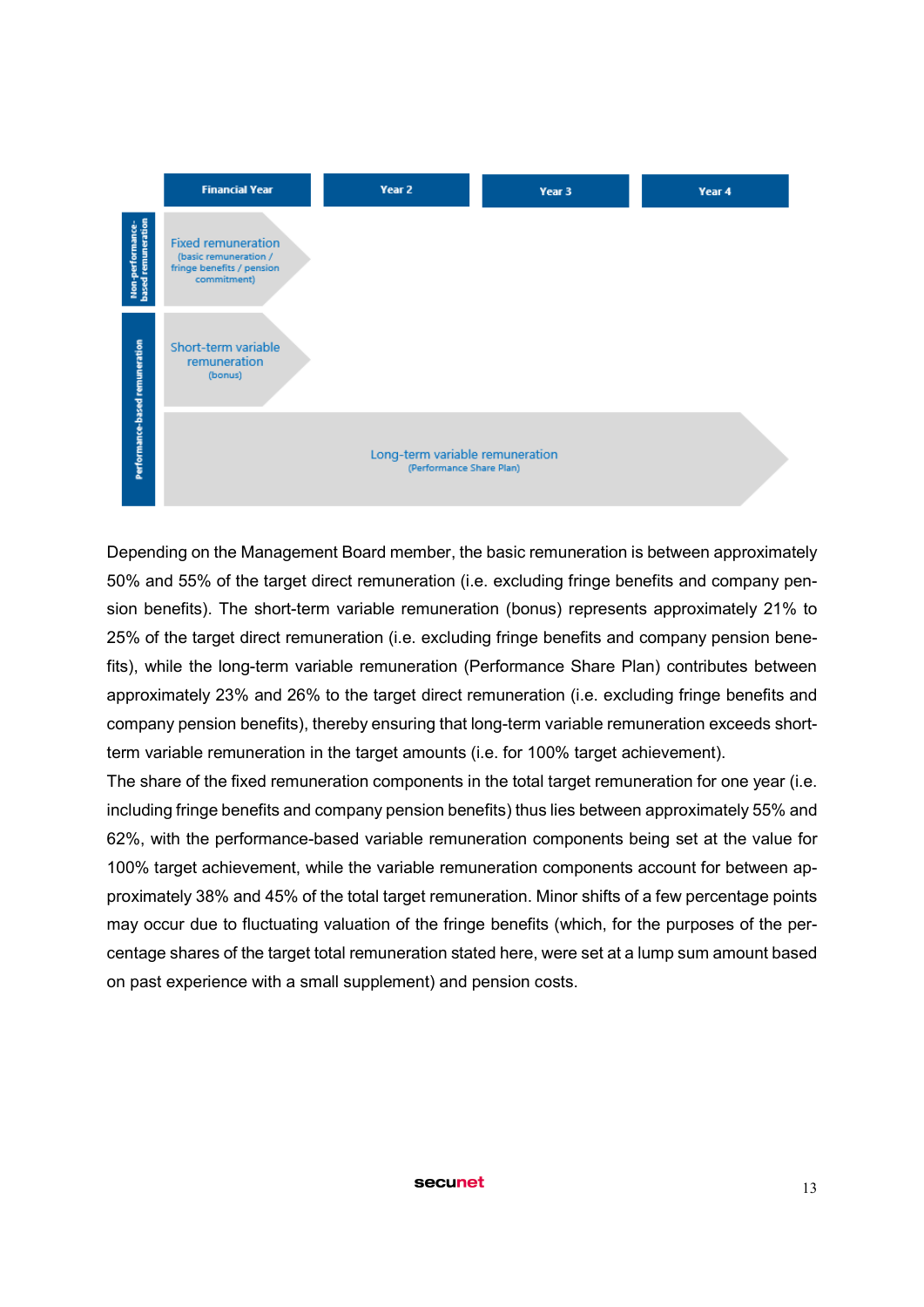| | Financial Year | Year 2 | Year 3 | Year 4 |
|---|---|---|---|---|
| Non-performance-based remuneration | Fixed remuneration (basic remuneration / fringe benefits / pension commitment) | | | |
| Performance-based remuneration | Short-term variable remuneration (bonus) | | | |
| | Long-term variable remuneration (Performance Share Plan) | | | |

Depending on the Management Board member, the basic remuneration is between approximately 50% and 55% of the target direct remuneration (i.e. excluding fringe benefits and company pension benefits). The short-term variable remuneration (bonus) represents approximately 21% to 25% of the target direct remuneration (i.e. excluding fringe benefits and company pension benefits), while the long-term variable remuneration (Performance Share Plan) contributes between approximately 23% and 26% to the target direct remuneration (i.e. excluding fringe benefits and company pension benefits), thereby ensuring that long-term variable remuneration exceeds short-term variable remuneration in the target amounts (i.e. for 100% target achievement).

The share of the fixed remuneration components in the total target remuneration for one year (i.e. including fringe benefits and company pension benefits) thus lies between approximately 55% and 62%, with the performance-based variable remuneration components being set at the value for 100% target achievement, while the variable remuneration components account for between approximately 38% and 45% of the total target remuneration. Minor shifts of a few percentage points may occur due to fluctuating valuation of the fringe benefits (which, for the purposes of the percentage shares of the target total remuneration stated here, were set at a lump sum amount based on past experience with a small supplement) and pension costs.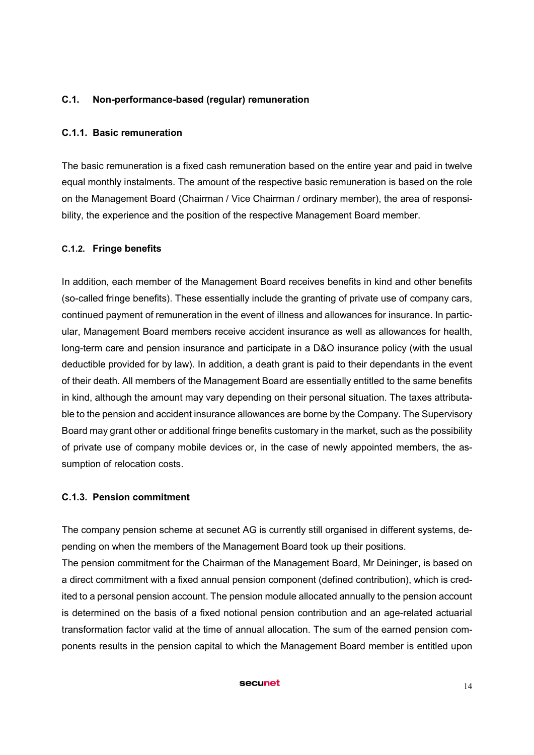### C.1. Non-performance-based (regular) remuneration

#### C.1.1. Basic remuneration

The basic remuneration is a fixed cash remuneration based on the entire year and paid in twelve equal monthly instalments. The amount of the respective basic remuneration is based on the role on the Management Board (Chairman / Vice Chairman / ordinary member), the area of responsibility, the experience and the position of the respective Management Board member.

#### C.1.2. Fringe benefits

In addition, each member of the Management Board receives benefits in kind and other benefits (so-called fringe benefits). These essentially include the granting of private use of company cars, continued payment of remuneration in the event of illness and allowances for insurance. In particular, Management Board members receive accident insurance as well as allowances for health, long-term care and pension insurance and participate in a D&O insurance policy (with the usual deductible provided for by law). In addition, a death grant is paid to their dependants in the event of their death. All members of the Management Board are essentially entitled to the same benefits in kind, although the amount may vary depending on their personal situation. The taxes attributable to the pension and accident insurance allowances are borne by the Company. The Supervisory Board may grant other or additional fringe benefits customary in the market, such as the possibility of private use of company mobile devices or, in the case of newly appointed members, the assumption of relocation costs.

#### C.1.3. Pension commitment

The company pension scheme at secunet AG is currently still organised in different systems, depending on when the members of the Management Board took up their positions.

The pension commitment for the Chairman of the Management Board, Mr Deininger, is based on a direct commitment with a fixed annual pension component (defined contribution), which is credited to a personal pension account. The pension module allocated annually to the pension account is determined on the basis of a fixed notional pension contribution and an age-related actuarial transformation factor valid at the time of annual allocation. The sum of the earned pension components results in the pension capital to which the Management Board member is entitled upon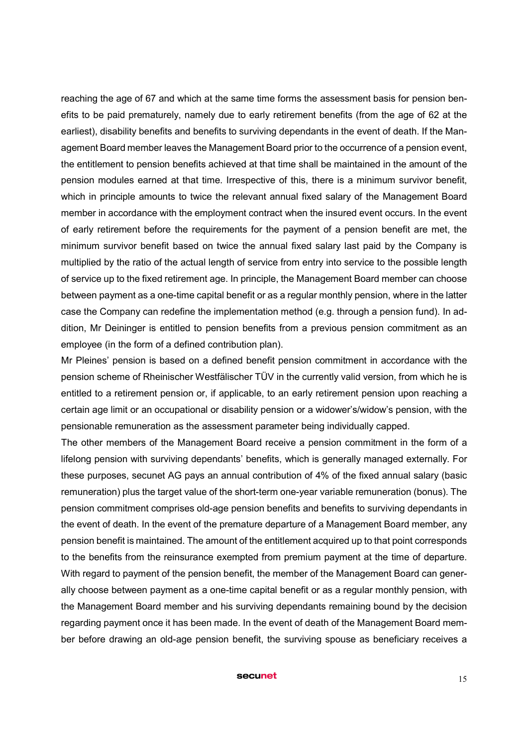reaching the age of 67 and which at the same time forms the assessment basis for pension benefits to be paid prematurely, namely due to early retirement benefits (from the age of 62 at the earliest), disability benefits and benefits to surviving dependants in the event of death. If the Management Board member leaves the Management Board prior to the occurrence of a pension event, the entitlement to pension benefits achieved at that time shall be maintained in the amount of the pension modules earned at that time. Irrespective of this, there is a minimum survivor benefit, which in principle amounts to twice the relevant annual fixed salary of the Management Board member in accordance with the employment contract when the insured event occurs. In the event of early retirement before the requirements for the payment of a pension benefit are met, the minimum survivor benefit based on twice the annual fixed salary last paid by the Company is multiplied by the ratio of the actual length of service from entry into service to the possible length of service up to the fixed retirement age. In principle, the Management Board member can choose between payment as a one-time capital benefit or as a regular monthly pension, where in the latter case the Company can redefine the implementation method (e.g. through a pension fund). In addition, Mr Deininger is entitled to pension benefits from a previous pension commitment as an employee (in the form of a defined contribution plan).

Mr Pleines' pension is based on a defined benefit pension commitment in accordance with the pension scheme of Rheinischer Westfälischer TÜV in the currently valid version, from which he is entitled to a retirement pension or, if applicable, to an early retirement pension upon reaching a certain age limit or an occupational or disability pension or a widower's/widow's pension, with the pensionable remuneration as the assessment parameter being individually capped.

The other members of the Management Board receive a pension commitment in the form of a lifelong pension with surviving dependants' benefits, which is generally managed externally. For these purposes, secunet AG pays an annual contribution of 4% of the fixed annual salary (basic remuneration) plus the target value of the short-term one-year variable remuneration (bonus). The pension commitment comprises old-age pension benefits and benefits to surviving dependants in the event of death. In the event of the premature departure of a Management Board member, any pension benefit is maintained. The amount of the entitlement acquired up to that point corresponds to the benefits from the reinsurance exempted from premium payment at the time of departure. With regard to payment of the pension benefit, the member of the Management Board can generally choose between payment as a one-time capital benefit or as a regular monthly pension, with the Management Board member and his surviving dependants remaining bound by the decision regarding payment once it has been made. In the event of death of the Management Board member before drawing an old-age pension benefit, the surviving spouse as beneficiary receives a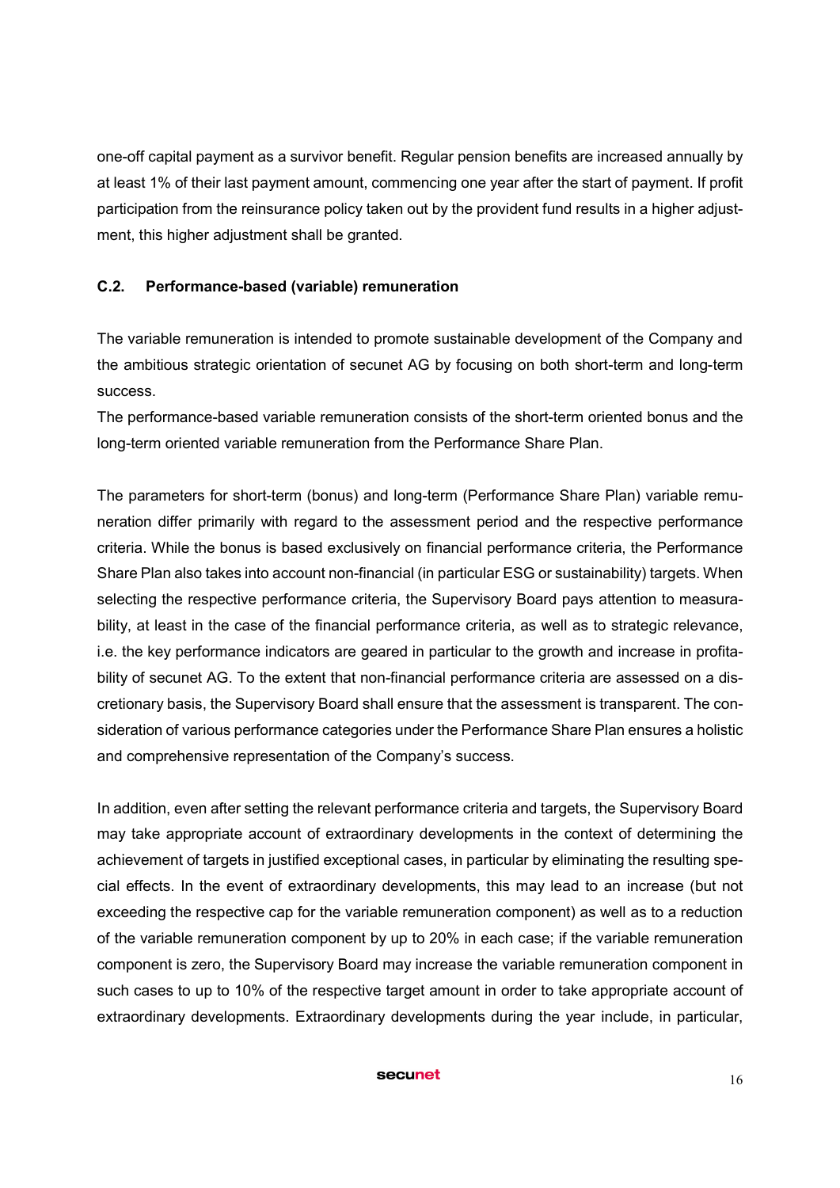one-off capital payment as a survivor benefit. Regular pension benefits are increased annually by at least 1% of their last payment amount, commencing one year after the start of payment. If profit participation from the reinsurance policy taken out by the provident fund results in a higher adjustment, this higher adjustment shall be granted.

### C.2. Performance-based (variable) remuneration

The variable remuneration is intended to promote sustainable development of the Company and the ambitious strategic orientation of secunet AG by focusing on both short-term and long-term success.
The performance-based variable remuneration consists of the short-term oriented bonus and the long-term oriented variable remuneration from the Performance Share Plan.

The parameters for short-term (bonus) and long-term (Performance Share Plan) variable remuneration differ primarily with regard to the assessment period and the respective performance criteria. While the bonus is based exclusively on financial performance criteria, the Performance Share Plan also takes into account non-financial (in particular ESG or sustainability) targets. When selecting the respective performance criteria, the Supervisory Board pays attention to measurability, at least in the case of the financial performance criteria, as well as to strategic relevance, i.e. the key performance indicators are geared in particular to the growth and increase in profitability of secunet AG. To the extent that non-financial performance criteria are assessed on a discretionary basis, the Supervisory Board shall ensure that the assessment is transparent. The consideration of various performance categories under the Performance Share Plan ensures a holistic and comprehensive representation of the Company's success.

In addition, even after setting the relevant performance criteria and targets, the Supervisory Board may take appropriate account of extraordinary developments in the context of determining the achievement of targets in justified exceptional cases, in particular by eliminating the resulting special effects. In the event of extraordinary developments, this may lead to an increase (but not exceeding the respective cap for the variable remuneration component) as well as to a reduction of the variable remuneration component by up to 20% in each case; if the variable remuneration component is zero, the Supervisory Board may increase the variable remuneration component in such cases to up to 10% of the respective target amount in order to take appropriate account of extraordinary developments. Extraordinary developments during the year include, in particular,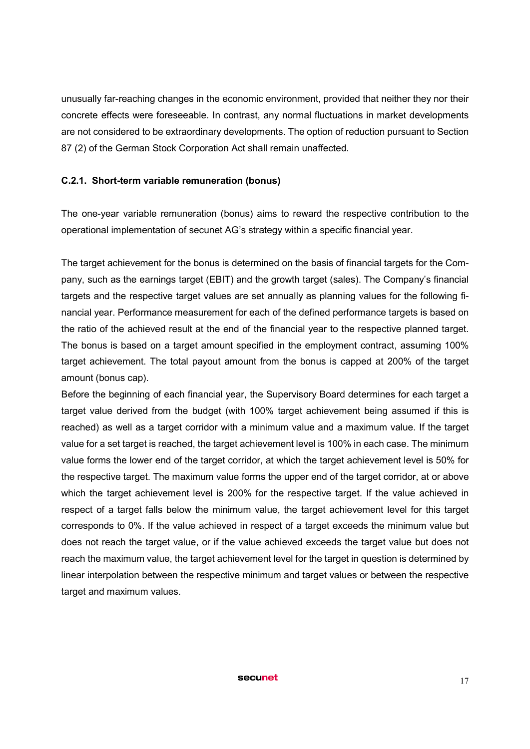unusually far-reaching changes in the economic environment, provided that neither they nor their concrete effects were foreseeable. In contrast, any normal fluctuations in market developments are not considered to be extraordinary developments. The option of reduction pursuant to Section 87 (2) of the German Stock Corporation Act shall remain unaffected.

### C.2.1. Short-term variable remuneration (bonus)

The one-year variable remuneration (bonus) aims to reward the respective contribution to the operational implementation of secunet AG's strategy within a specific financial year.

The target achievement for the bonus is determined on the basis of financial targets for the Company, such as the earnings target (EBIT) and the growth target (sales). The Company's financial targets and the respective target values are set annually as planning values for the following financial year. Performance measurement for each of the defined performance targets is based on the ratio of the achieved result at the end of the financial year to the respective planned target. The bonus is based on a target amount specified in the employment contract, assuming 100% target achievement. The total payout amount from the bonus is capped at 200% of the target amount (bonus cap).

Before the beginning of each financial year, the Supervisory Board determines for each target a target value derived from the budget (with 100% target achievement being assumed if this is reached) as well as a target corridor with a minimum value and a maximum value. If the target value for a set target is reached, the target achievement level is 100% in each case. The minimum value forms the lower end of the target corridor, at which the target achievement level is 50% for the respective target. The maximum value forms the upper end of the target corridor, at or above which the target achievement level is 200% for the respective target. If the value achieved in respect of a target falls below the minimum value, the target achievement level for this target corresponds to 0%. If the value achieved in respect of a target exceeds the minimum value but does not reach the target value, or if the value achieved exceeds the target value but does not reach the maximum value, the target achievement level for the target in question is determined by linear interpolation between the respective minimum and target values or between the respective target and maximum values.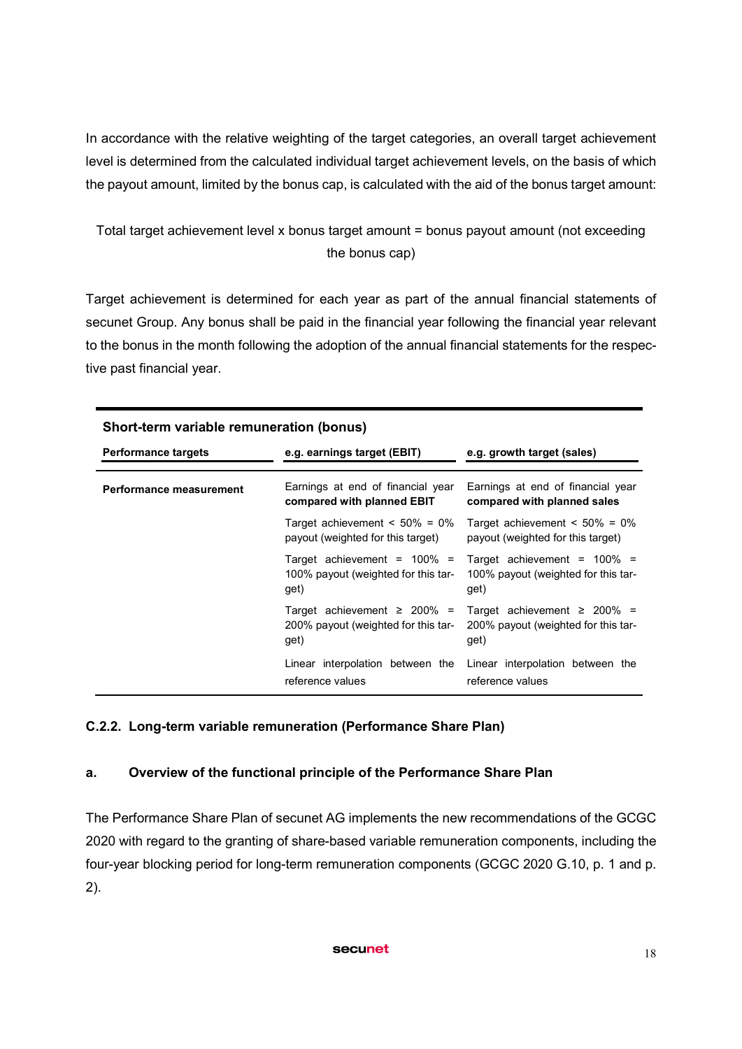In accordance with the relative weighting of the target categories, an overall target achievement level is determined from the calculated individual target achievement levels, on the basis of which the payout amount, limited by the bonus cap, is calculated with the aid of the bonus target amount:

Total target achievement level x bonus target amount = bonus payout amount (not exceeding the bonus cap)

Target achievement is determined for each year as part of the annual financial statements of secunet Group. Any bonus shall be paid in the financial year following the financial year relevant to the bonus in the month following the adoption of the annual financial statements for the respective past financial year.

**Short-term variable remuneration (bonus)**

| **Performance targets** | **e.g. earnings target (EBIT)** | **e.g. growth target (sales)** |
|---|---|---|
| **Performance measurement** | Earnings at end of financial year **compared with planned EBIT** | Earnings at end of financial year **compared with planned sales** |
| | Target achievement < 50% = 0% payout (weighted for this target) | Target achievement < 50% = 0% payout (weighted for this target) |
| | Target achievement = 100% = 100% payout (weighted for this target) | Target achievement = 100% = 100% payout (weighted for this target) |
| | Target achievement ≥ 200% = 200% payout (weighted for this target) | Target achievement ≥ 200% = 200% payout (weighted for this target) |
| | Linear interpolation between the reference values | Linear interpolation between the reference values |

### C.2.2. Long-term variable remuneration (Performance Share Plan)

#### a. Overview of the functional principle of the Performance Share Plan

The Performance Share Plan of secunet AG implements the new recommendations of the GCGC 2020 with regard to the granting of share-based variable remuneration components, including the four-year blocking period for long-term remuneration components (GCGC 2020 G.10, p. 1 and p. 2).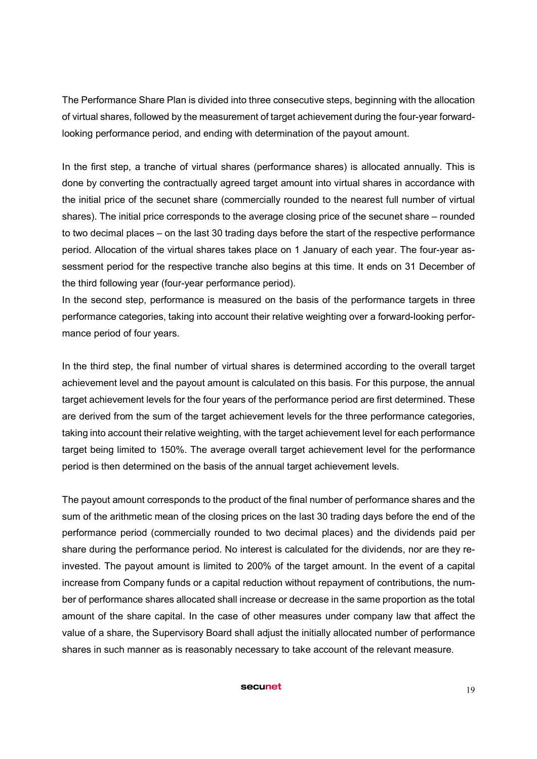The Performance Share Plan is divided into three consecutive steps, beginning with the allocation of virtual shares, followed by the measurement of target achievement during the four-year forward-looking performance period, and ending with determination of the payout amount.

In the first step, a tranche of virtual shares (performance shares) is allocated annually. This is done by converting the contractually agreed target amount into virtual shares in accordance with the initial price of the secunet share (commercially rounded to the nearest full number of virtual shares). The initial price corresponds to the average closing price of the secunet share – rounded to two decimal places – on the last 30 trading days before the start of the respective performance period. Allocation of the virtual shares takes place on 1 January of each year. The four-year assessment period for the respective tranche also begins at this time. It ends on 31 December of the third following year (four-year performance period).
In the second step, performance is measured on the basis of the performance targets in three performance categories, taking into account their relative weighting over a forward-looking performance period of four years.

In the third step, the final number of virtual shares is determined according to the overall target achievement level and the payout amount is calculated on this basis. For this purpose, the annual target achievement levels for the four years of the performance period are first determined. These are derived from the sum of the target achievement levels for the three performance categories, taking into account their relative weighting, with the target achievement level for each performance target being limited to 150%. The average overall target achievement level for the performance period is then determined on the basis of the annual target achievement levels.

The payout amount corresponds to the product of the final number of performance shares and the sum of the arithmetic mean of the closing prices on the last 30 trading days before the end of the performance period (commercially rounded to two decimal places) and the dividends paid per share during the performance period. No interest is calculated for the dividends, nor are they reinvested. The payout amount is limited to 200% of the target amount. In the event of a capital increase from Company funds or a capital reduction without repayment of contributions, the number of performance shares allocated shall increase or decrease in the same proportion as the total amount of the share capital. In the case of other measures under company law that affect the value of a share, the Supervisory Board shall adjust the initially allocated number of performance shares in such manner as is reasonably necessary to take account of the relevant measure.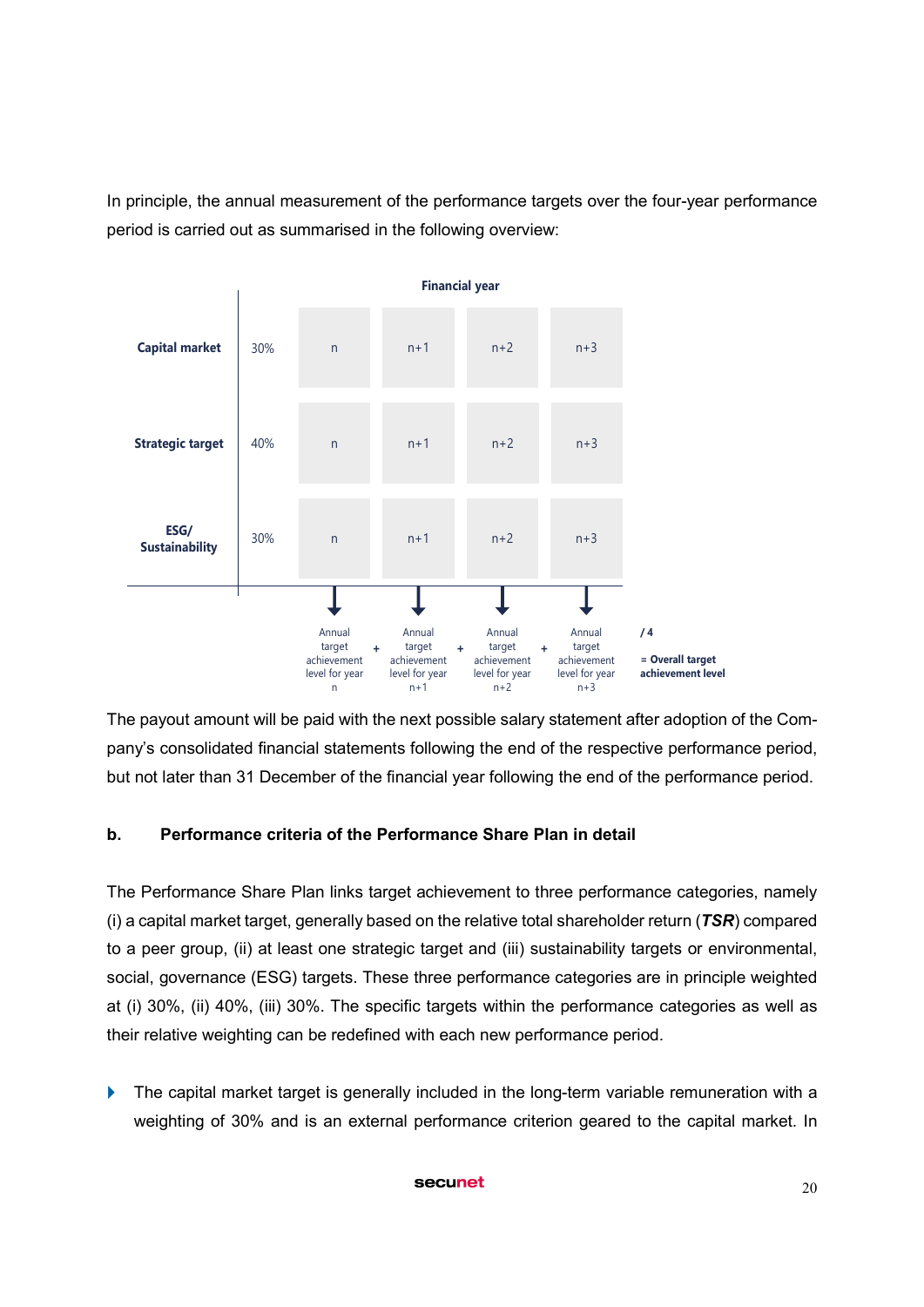In principle, the annual measurement of the performance targets over the four-year performance period is carried out as summarised in the following overview:

| | | Financial year | | | |
|---|---|---|---|---|---|
| **Capital market** | 30% | n | n+1 | n+2 | n+3 |
| **Strategic target** | 40% | n | n+1 | n+2 | n+3 |
| **ESG/ Sustainability** | 30% | n | n+1 | n+2 | n+3 |

Annual target achievement level for year n + Annual target achievement level for year n+1 + Annual target achievement level for year n+2 + Annual target achievement level for year n+3 **/ 4** **= Overall target achievement level**

The payout amount will be paid with the next possible salary statement after adoption of the Company's consolidated financial statements following the end of the respective performance period, but not later than 31 December of the financial year following the end of the performance period.

### b. Performance criteria of the Performance Share Plan in detail

The Performance Share Plan links target achievement to three performance categories, namely (i) a capital market target, generally based on the relative total shareholder return (***TSR***) compared to a peer group, (ii) at least one strategic target and (iii) sustainability targets or environmental, social, governance (ESG) targets. These three performance categories are in principle weighted at (i) 30%, (ii) 40%, (iii) 30%. The specific targets within the performance categories as well as their relative weighting can be redefined with each new performance period.

- The capital market target is generally included in the long-term variable remuneration with a weighting of 30% and is an external performance criterion geared to the capital market. In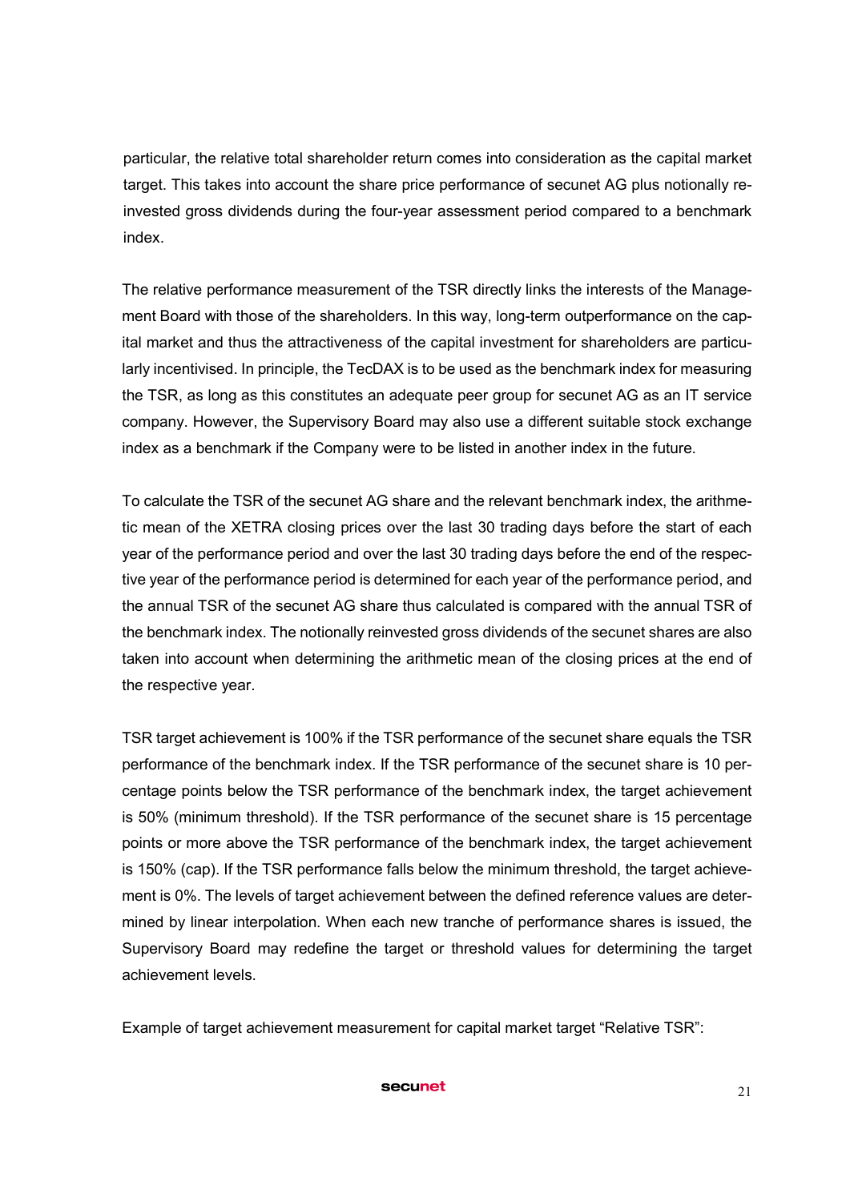particular, the relative total shareholder return comes into consideration as the capital market target. This takes into account the share price performance of secunet AG plus notionally re-invested gross dividends during the four-year assessment period compared to a benchmark index.

The relative performance measurement of the TSR directly links the interests of the Management Board with those of the shareholders. In this way, long-term outperformance on the capital market and thus the attractiveness of the capital investment for shareholders are particularly incentivised. In principle, the TecDAX is to be used as the benchmark index for measuring the TSR, as long as this constitutes an adequate peer group for secunet AG as an IT service company. However, the Supervisory Board may also use a different suitable stock exchange index as a benchmark if the Company were to be listed in another index in the future.

To calculate the TSR of the secunet AG share and the relevant benchmark index, the arithmetic mean of the XETRA closing prices over the last 30 trading days before the start of each year of the performance period and over the last 30 trading days before the end of the respective year of the performance period is determined for each year of the performance period, and the annual TSR of the secunet AG share thus calculated is compared with the annual TSR of the benchmark index. The notionally reinvested gross dividends of the secunet shares are also taken into account when determining the arithmetic mean of the closing prices at the end of the respective year.

TSR target achievement is 100% if the TSR performance of the secunet share equals the TSR performance of the benchmark index. If the TSR performance of the secunet share is 10 percentage points below the TSR performance of the benchmark index, the target achievement is 50% (minimum threshold). If the TSR performance of the secunet share is 15 percentage points or more above the TSR performance of the benchmark index, the target achievement is 150% (cap). If the TSR performance falls below the minimum threshold, the target achievement is 0%. The levels of target achievement between the defined reference values are determined by linear interpolation. When each new tranche of performance shares is issued, the Supervisory Board may redefine the target or threshold values for determining the target achievement levels.

Example of target achievement measurement for capital market target "Relative TSR":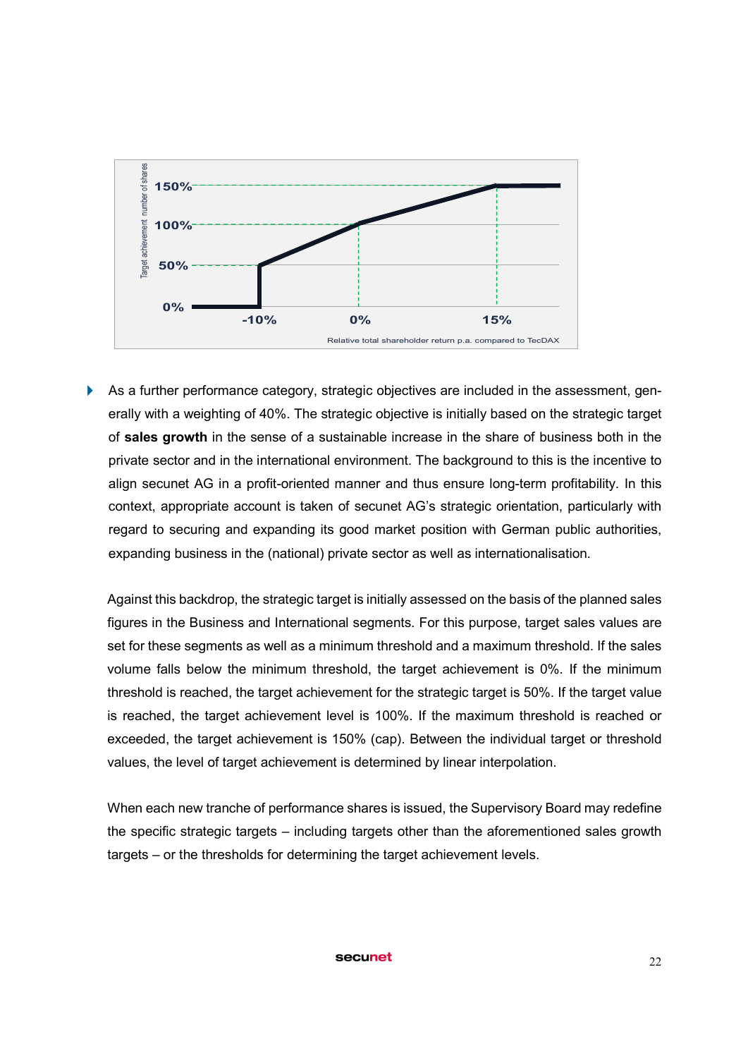- As a further performance category, strategic objectives are included in the assessment, generally with a weighting of 40%. The strategic objective is initially based on the strategic target of **sales growth** in the sense of a sustainable increase in the share of business both in the private sector and in the international environment. The background to this is the incentive to align secunet AG in a profit-oriented manner and thus ensure long-term profitability. In this context, appropriate account is taken of secunet AG's strategic orientation, particularly with regard to securing and expanding its good market position with German public authorities, expanding business in the (national) private sector as well as internationalisation.

  Against this backdrop, the strategic target is initially assessed on the basis of the planned sales figures in the Business and International segments. For this purpose, target sales values are set for these segments as well as a minimum threshold and a maximum threshold. If the sales volume falls below the minimum threshold, the target achievement is 0%. If the minimum threshold is reached, the target achievement for the strategic target is 50%. If the target value is reached, the target achievement level is 100%. If the maximum threshold is reached or exceeded, the target achievement is 150% (cap). Between the individual target or threshold values, the level of target achievement is determined by linear interpolation.

  When each new tranche of performance shares is issued, the Supervisory Board may redefine the specific strategic targets – including targets other than the aforementioned sales growth targets – or the thresholds for determining the target achievement levels.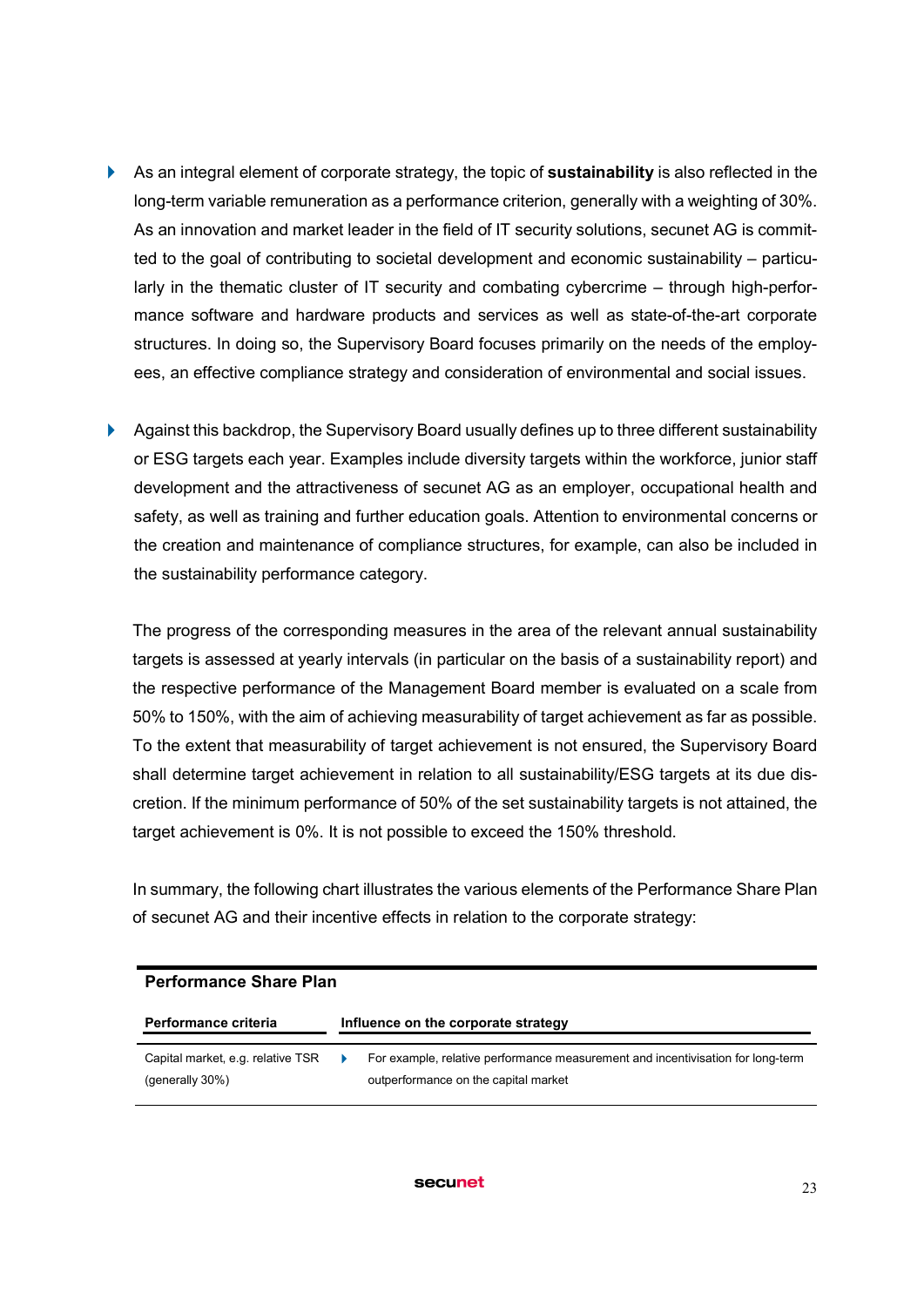- As an integral element of corporate strategy, the topic of **sustainability** is also reflected in the long-term variable remuneration as a performance criterion, generally with a weighting of 30%. As an innovation and market leader in the field of IT security solutions, secunet AG is committed to the goal of contributing to societal development and economic sustainability – particularly in the thematic cluster of IT security and combating cybercrime – through high-performance software and hardware products and services as well as state-of-the-art corporate structures. In doing so, the Supervisory Board focuses primarily on the needs of the employees, an effective compliance strategy and consideration of environmental and social issues.

- Against this backdrop, the Supervisory Board usually defines up to three different sustainability or ESG targets each year. Examples include diversity targets within the workforce, junior staff development and the attractiveness of secunet AG as an employer, occupational health and safety, as well as training and further education goals. Attention to environmental concerns or the creation and maintenance of compliance structures, for example, can also be included in the sustainability performance category.

  The progress of the corresponding measures in the area of the relevant annual sustainability targets is assessed at yearly intervals (in particular on the basis of a sustainability report) and the respective performance of the Management Board member is evaluated on a scale from 50% to 150%, with the aim of achieving measurability of target achievement as far as possible. To the extent that measurability of target achievement is not ensured, the Supervisory Board shall determine target achievement in relation to all sustainability/ESG targets at its due discretion. If the minimum performance of 50% of the set sustainability targets is not attained, the target achievement is 0%. It is not possible to exceed the 150% threshold.

  In summary, the following chart illustrates the various elements of the Performance Share Plan of secunet AG and their incentive effects in relation to the corporate strategy:

**Performance Share Plan**

| Performance criteria | Influence on the corporate strategy |
|---|---|
| Capital market, e.g. relative TSR (generally 30%) | For example, relative performance measurement and incentivisation for long-term outperformance on the capital market |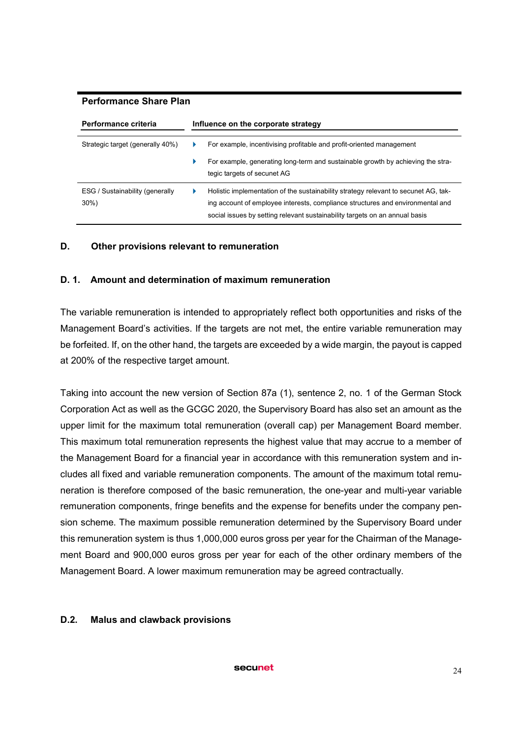**Performance Share Plan**

| Performance criteria | Influence on the corporate strategy |
|---|---|
| Strategic target (generally 40%) | ‣ For example, incentivising profitable and profit-oriented management<br>‣ For example, generating long-term and sustainable growth by achieving the strategic targets of secunet AG |
| ESG / Sustainability (generally 30%) | ‣ Holistic implementation of the sustainability strategy relevant to secunet AG, taking account of employee interests, compliance structures and environmental and social issues by setting relevant sustainability targets on an annual basis |

## D. Other provisions relevant to remuneration

### D. 1. Amount and determination of maximum remuneration

The variable remuneration is intended to appropriately reflect both opportunities and risks of the Management Board's activities. If the targets are not met, the entire variable remuneration may be forfeited. If, on the other hand, the targets are exceeded by a wide margin, the payout is capped at 200% of the respective target amount.

Taking into account the new version of Section 87a (1), sentence 2, no. 1 of the German Stock Corporation Act as well as the GCGC 2020, the Supervisory Board has also set an amount as the upper limit for the maximum total remuneration (overall cap) per Management Board member. This maximum total remuneration represents the highest value that may accrue to a member of the Management Board for a financial year in accordance with this remuneration system and includes all fixed and variable remuneration components. The amount of the maximum total remuneration is therefore composed of the basic remuneration, the one-year and multi-year variable remuneration components, fringe benefits and the expense for benefits under the company pension scheme. The maximum possible remuneration determined by the Supervisory Board under this remuneration system is thus 1,000,000 euros gross per year for the Chairman of the Management Board and 900,000 euros gross per year for each of the other ordinary members of the Management Board. A lower maximum remuneration may be agreed contractually.

### D.2. Malus and clawback provisions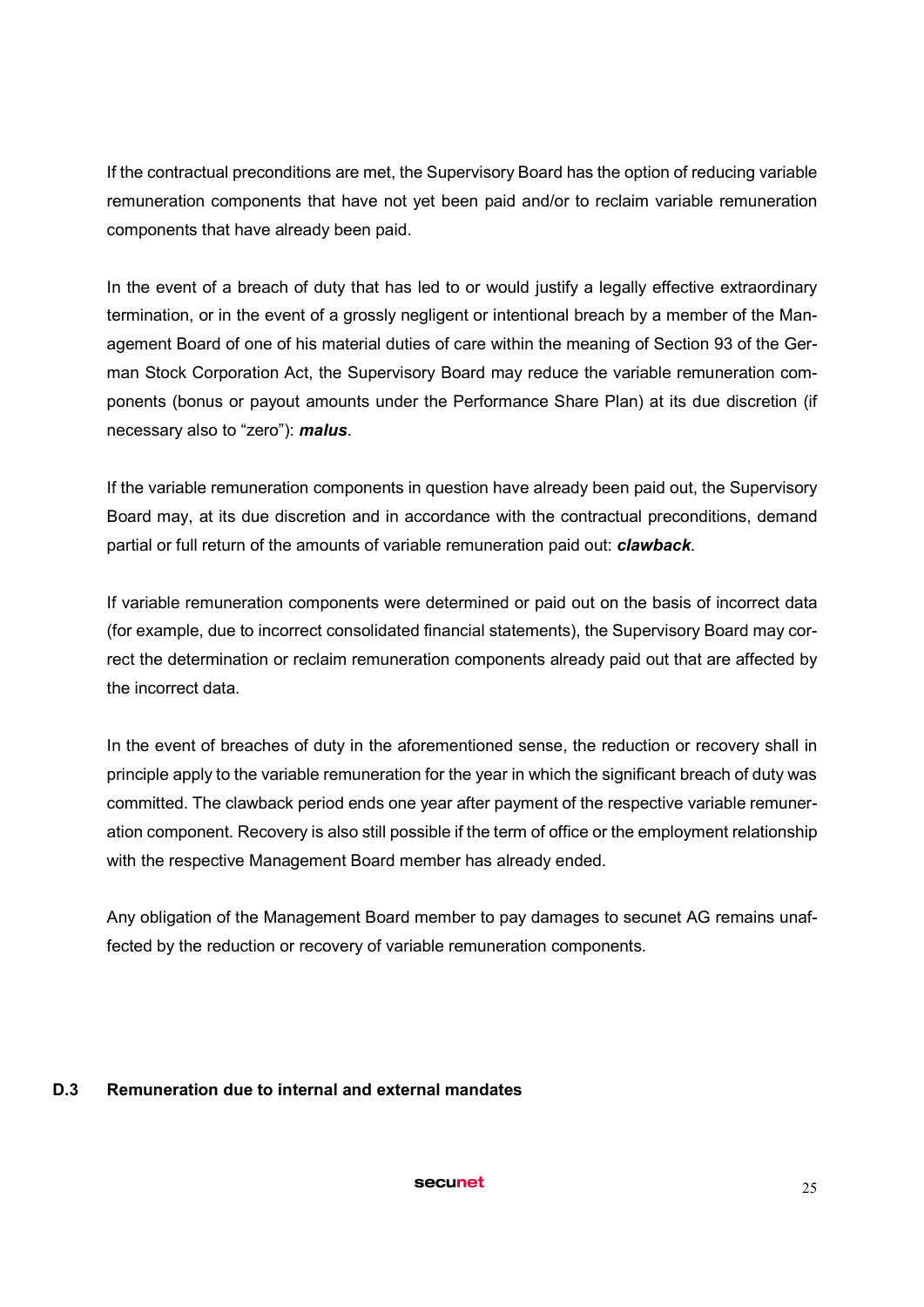If the contractual preconditions are met, the Supervisory Board has the option of reducing variable remuneration components that have not yet been paid and/or to reclaim variable remuneration components that have already been paid.

In the event of a breach of duty that has led to or would justify a legally effective extraordinary termination, or in the event of a grossly negligent or intentional breach by a member of the Management Board of one of his material duties of care within the meaning of Section 93 of the German Stock Corporation Act, the Supervisory Board may reduce the variable remuneration components (bonus or payout amounts under the Performance Share Plan) at its due discretion (if necessary also to "zero"): ***malus***.

If the variable remuneration components in question have already been paid out, the Supervisory Board may, at its due discretion and in accordance with the contractual preconditions, demand partial or full return of the amounts of variable remuneration paid out: ***clawback***.

If variable remuneration components were determined or paid out on the basis of incorrect data (for example, due to incorrect consolidated financial statements), the Supervisory Board may correct the determination or reclaim remuneration components already paid out that are affected by the incorrect data.

In the event of breaches of duty in the aforementioned sense, the reduction or recovery shall in principle apply to the variable remuneration for the year in which the significant breach of duty was committed. The clawback period ends one year after payment of the respective variable remuneration component. Recovery is also still possible if the term of office or the employment relationship with the respective Management Board member has already ended.

Any obligation of the Management Board member to pay damages to secunet AG remains unaffected by the reduction or recovery of variable remuneration components.

### D.3 Remuneration due to internal and external mandates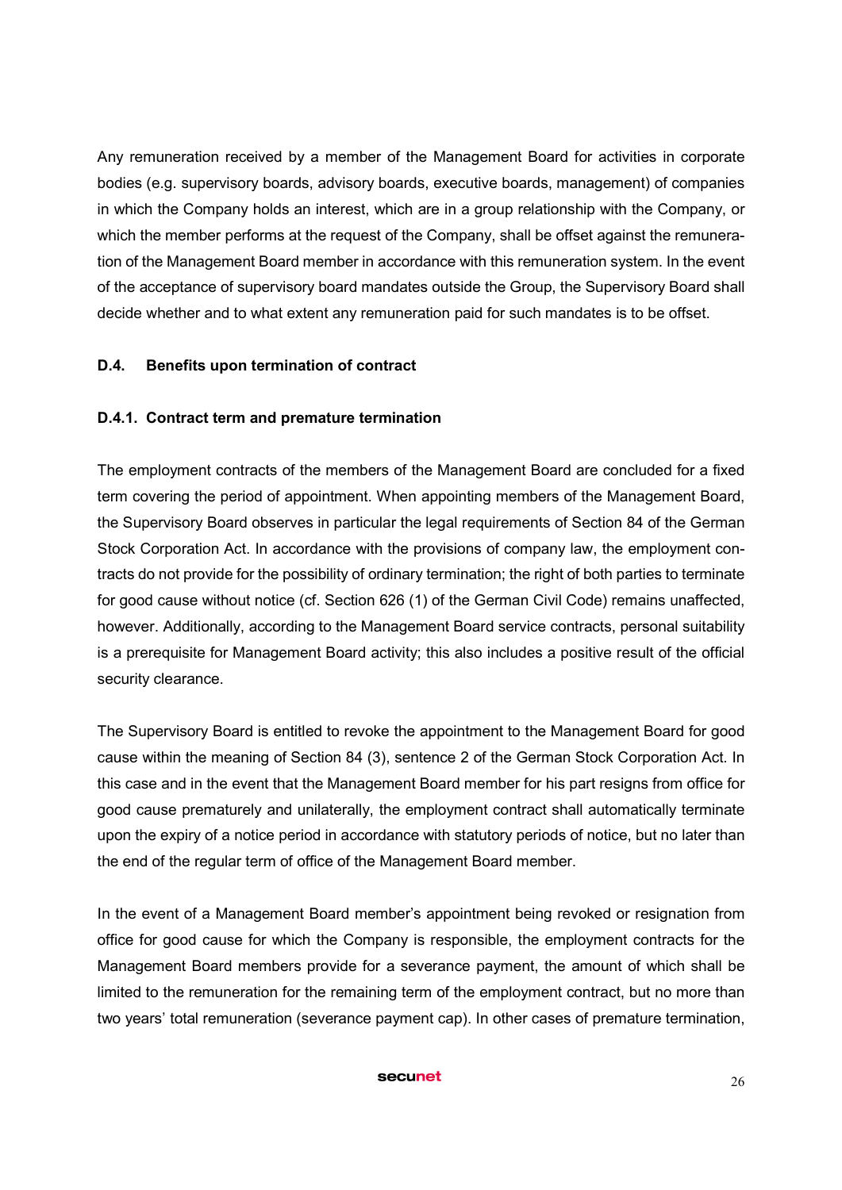Any remuneration received by a member of the Management Board for activities in corporate bodies (e.g. supervisory boards, advisory boards, executive boards, management) of companies in which the Company holds an interest, which are in a group relationship with the Company, or which the member performs at the request of the Company, shall be offset against the remuneration of the Management Board member in accordance with this remuneration system. In the event of the acceptance of supervisory board mandates outside the Group, the Supervisory Board shall decide whether and to what extent any remuneration paid for such mandates is to be offset.

### D.4. Benefits upon termination of contract

#### D.4.1. Contract term and premature termination

The employment contracts of the members of the Management Board are concluded for a fixed term covering the period of appointment. When appointing members of the Management Board, the Supervisory Board observes in particular the legal requirements of Section 84 of the German Stock Corporation Act. In accordance with the provisions of company law, the employment contracts do not provide for the possibility of ordinary termination; the right of both parties to terminate for good cause without notice (cf. Section 626 (1) of the German Civil Code) remains unaffected, however. Additionally, according to the Management Board service contracts, personal suitability is a prerequisite for Management Board activity; this also includes a positive result of the official security clearance.

The Supervisory Board is entitled to revoke the appointment to the Management Board for good cause within the meaning of Section 84 (3), sentence 2 of the German Stock Corporation Act. In this case and in the event that the Management Board member for his part resigns from office for good cause prematurely and unilaterally, the employment contract shall automatically terminate upon the expiry of a notice period in accordance with statutory periods of notice, but no later than the end of the regular term of office of the Management Board member.

In the event of a Management Board member's appointment being revoked or resignation from office for good cause for which the Company is responsible, the employment contracts for the Management Board members provide for a severance payment, the amount of which shall be limited to the remuneration for the remaining term of the employment contract, but no more than two years' total remuneration (severance payment cap). In other cases of premature termination,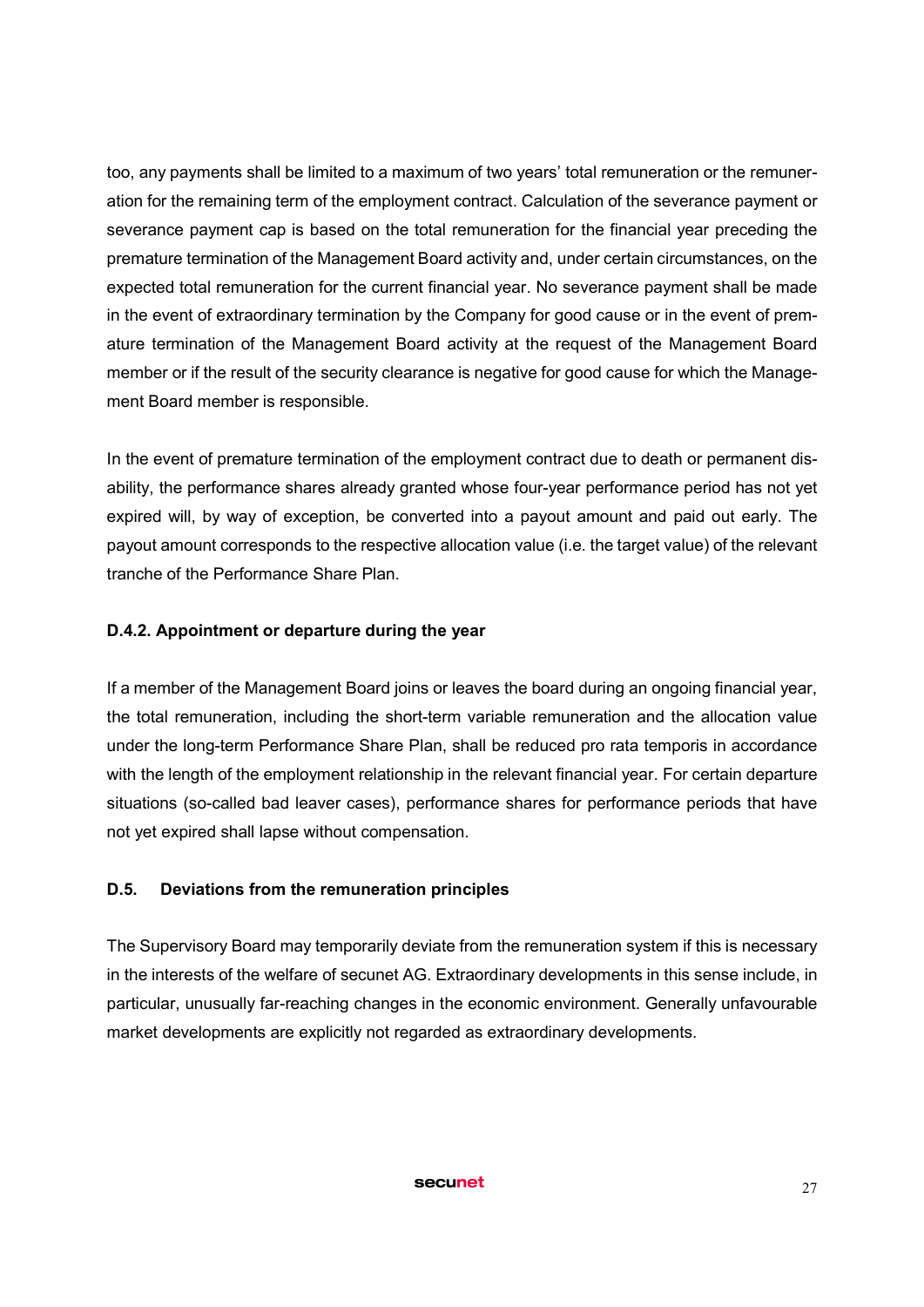too, any payments shall be limited to a maximum of two years' total remuneration or the remuneration for the remaining term of the employment contract. Calculation of the severance payment or severance payment cap is based on the total remuneration for the financial year preceding the premature termination of the Management Board activity and, under certain circumstances, on the expected total remuneration for the current financial year. No severance payment shall be made in the event of extraordinary termination by the Company for good cause or in the event of premature termination of the Management Board activity at the request of the Management Board member or if the result of the security clearance is negative for good cause for which the Management Board member is responsible.

In the event of premature termination of the employment contract due to death or permanent disability, the performance shares already granted whose four-year performance period has not yet expired will, by way of exception, be converted into a payout amount and paid out early. The payout amount corresponds to the respective allocation value (i.e. the target value) of the relevant tranche of the Performance Share Plan.

#### D.4.2. Appointment or departure during the year

If a member of the Management Board joins or leaves the board during an ongoing financial year, the total remuneration, including the short-term variable remuneration and the allocation value under the long-term Performance Share Plan, shall be reduced pro rata temporis in accordance with the length of the employment relationship in the relevant financial year. For certain departure situations (so-called bad leaver cases), performance shares for performance periods that have not yet expired shall lapse without compensation.

### D.5. Deviations from the remuneration principles

The Supervisory Board may temporarily deviate from the remuneration system if this is necessary in the interests of the welfare of secunet AG. Extraordinary developments in this sense include, in particular, unusually far-reaching changes in the economic environment. Generally unfavourable market developments are explicitly not regarded as extraordinary developments.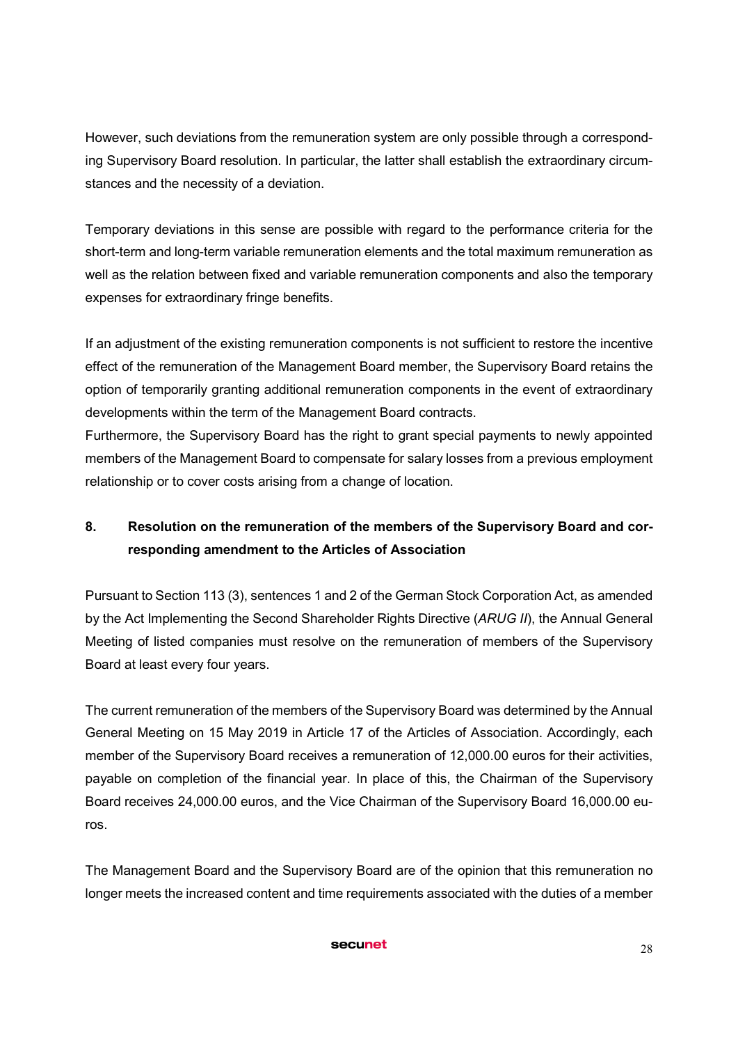However, such deviations from the remuneration system are only possible through a corresponding Supervisory Board resolution. In particular, the latter shall establish the extraordinary circumstances and the necessity of a deviation.

Temporary deviations in this sense are possible with regard to the performance criteria for the short-term and long-term variable remuneration elements and the total maximum remuneration as well as the relation between fixed and variable remuneration components and also the temporary expenses for extraordinary fringe benefits.

If an adjustment of the existing remuneration components is not sufficient to restore the incentive effect of the remuneration of the Management Board member, the Supervisory Board retains the option of temporarily granting additional remuneration components in the event of extraordinary developments within the term of the Management Board contracts.

Furthermore, the Supervisory Board has the right to grant special payments to newly appointed members of the Management Board to compensate for salary losses from a previous employment relationship or to cover costs arising from a change of location.

## 8. Resolution on the remuneration of the members of the Supervisory Board and corresponding amendment to the Articles of Association

Pursuant to Section 113 (3), sentences 1 and 2 of the German Stock Corporation Act, as amended by the Act Implementing the Second Shareholder Rights Directive (*ARUG II*), the Annual General Meeting of listed companies must resolve on the remuneration of members of the Supervisory Board at least every four years.

The current remuneration of the members of the Supervisory Board was determined by the Annual General Meeting on 15 May 2019 in Article 17 of the Articles of Association. Accordingly, each member of the Supervisory Board receives a remuneration of 12,000.00 euros for their activities, payable on completion of the financial year. In place of this, the Chairman of the Supervisory Board receives 24,000.00 euros, and the Vice Chairman of the Supervisory Board 16,000.00 euros.

The Management Board and the Supervisory Board are of the opinion that this remuneration no longer meets the increased content and time requirements associated with the duties of a member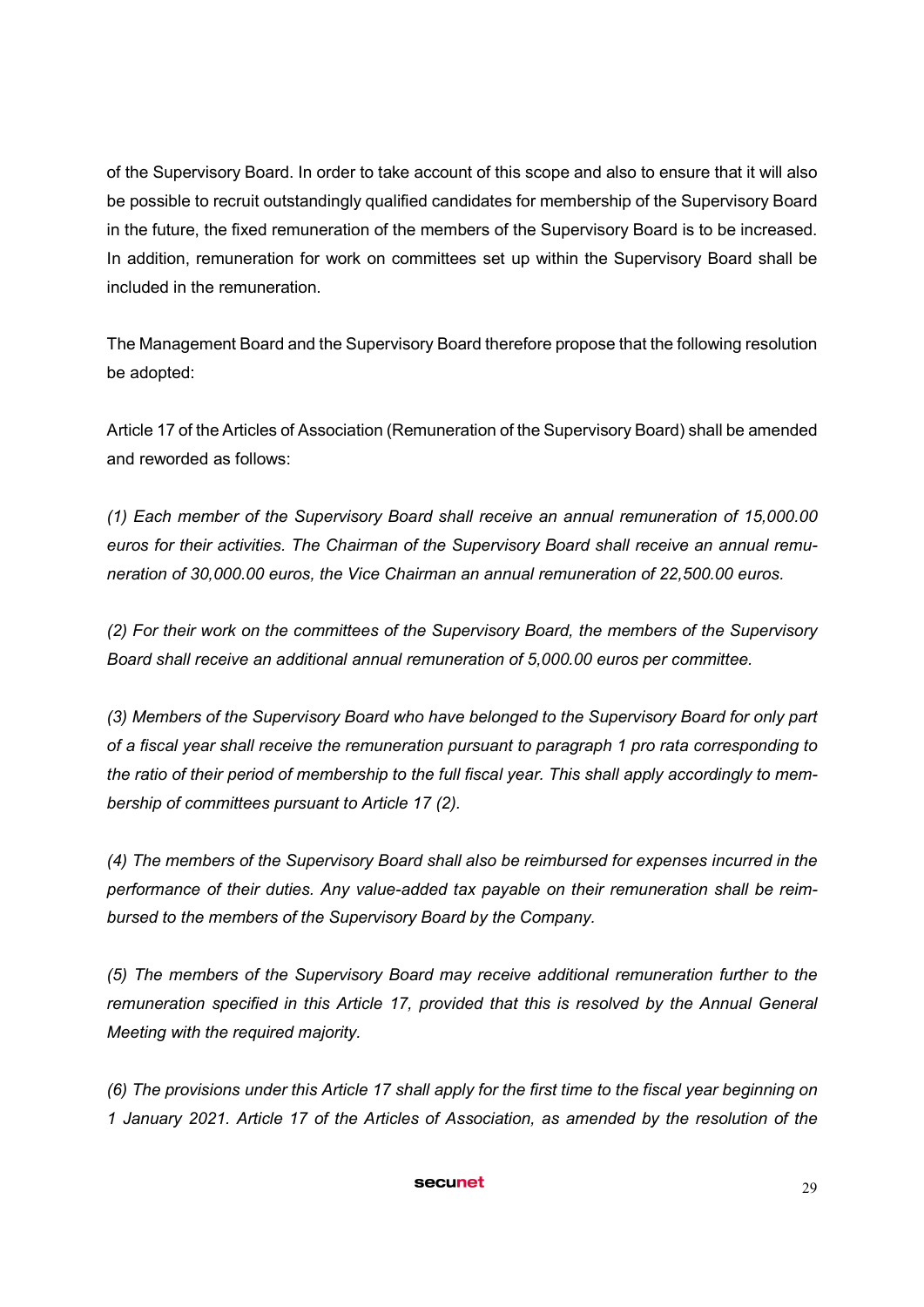of the Supervisory Board. In order to take account of this scope and also to ensure that it will also be possible to recruit outstandingly qualified candidates for membership of the Supervisory Board in the future, the fixed remuneration of the members of the Supervisory Board is to be increased. In addition, remuneration for work on committees set up within the Supervisory Board shall be included in the remuneration.

The Management Board and the Supervisory Board therefore propose that the following resolution be adopted:

Article 17 of the Articles of Association (Remuneration of the Supervisory Board) shall be amended and reworded as follows:

*(1) Each member of the Supervisory Board shall receive an annual remuneration of 15,000.00 euros for their activities. The Chairman of the Supervisory Board shall receive an annual remuneration of 30,000.00 euros, the Vice Chairman an annual remuneration of 22,500.00 euros.*

*(2) For their work on the committees of the Supervisory Board, the members of the Supervisory Board shall receive an additional annual remuneration of 5,000.00 euros per committee.*

*(3) Members of the Supervisory Board who have belonged to the Supervisory Board for only part of a fiscal year shall receive the remuneration pursuant to paragraph 1 pro rata corresponding to the ratio of their period of membership to the full fiscal year. This shall apply accordingly to membership of committees pursuant to Article 17 (2).*

*(4) The members of the Supervisory Board shall also be reimbursed for expenses incurred in the performance of their duties. Any value-added tax payable on their remuneration shall be reimbursed to the members of the Supervisory Board by the Company.*

*(5) The members of the Supervisory Board may receive additional remuneration further to the remuneration specified in this Article 17, provided that this is resolved by the Annual General Meeting with the required majority.*

*(6) The provisions under this Article 17 shall apply for the first time to the fiscal year beginning on 1 January 2021. Article 17 of the Articles of Association, as amended by the resolution of the*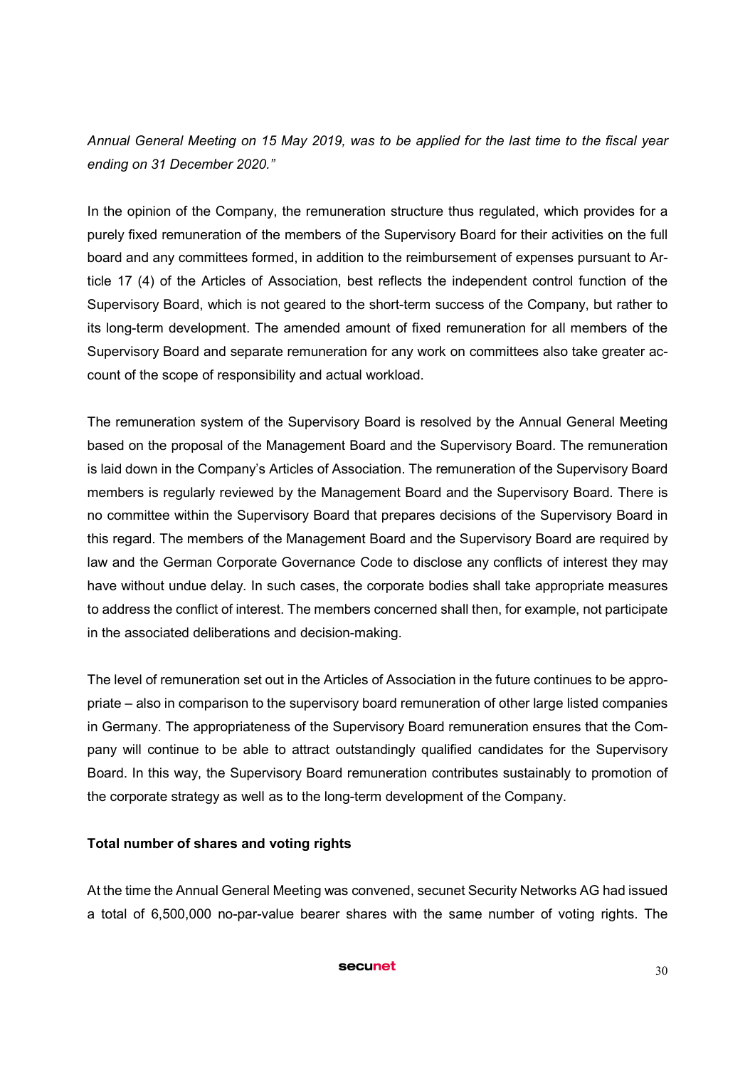*Annual General Meeting on 15 May 2019, was to be applied for the last time to the fiscal year ending on 31 December 2020."*

In the opinion of the Company, the remuneration structure thus regulated, which provides for a purely fixed remuneration of the members of the Supervisory Board for their activities on the full board and any committees formed, in addition to the reimbursement of expenses pursuant to Article 17 (4) of the Articles of Association, best reflects the independent control function of the Supervisory Board, which is not geared to the short-term success of the Company, but rather to its long-term development. The amended amount of fixed remuneration for all members of the Supervisory Board and separate remuneration for any work on committees also take greater account of the scope of responsibility and actual workload.

The remuneration system of the Supervisory Board is resolved by the Annual General Meeting based on the proposal of the Management Board and the Supervisory Board. The remuneration is laid down in the Company's Articles of Association. The remuneration of the Supervisory Board members is regularly reviewed by the Management Board and the Supervisory Board. There is no committee within the Supervisory Board that prepares decisions of the Supervisory Board in this regard. The members of the Management Board and the Supervisory Board are required by law and the German Corporate Governance Code to disclose any conflicts of interest they may have without undue delay. In such cases, the corporate bodies shall take appropriate measures to address the conflict of interest. The members concerned shall then, for example, not participate in the associated deliberations and decision-making.

The level of remuneration set out in the Articles of Association in the future continues to be appropriate – also in comparison to the supervisory board remuneration of other large listed companies in Germany. The appropriateness of the Supervisory Board remuneration ensures that the Company will continue to be able to attract outstandingly qualified candidates for the Supervisory Board. In this way, the Supervisory Board remuneration contributes sustainably to promotion of the corporate strategy as well as to the long-term development of the Company.

**Total number of shares and voting rights**

At the time the Annual General Meeting was convened, secunet Security Networks AG had issued a total of 6,500,000 no-par-value bearer shares with the same number of voting rights. The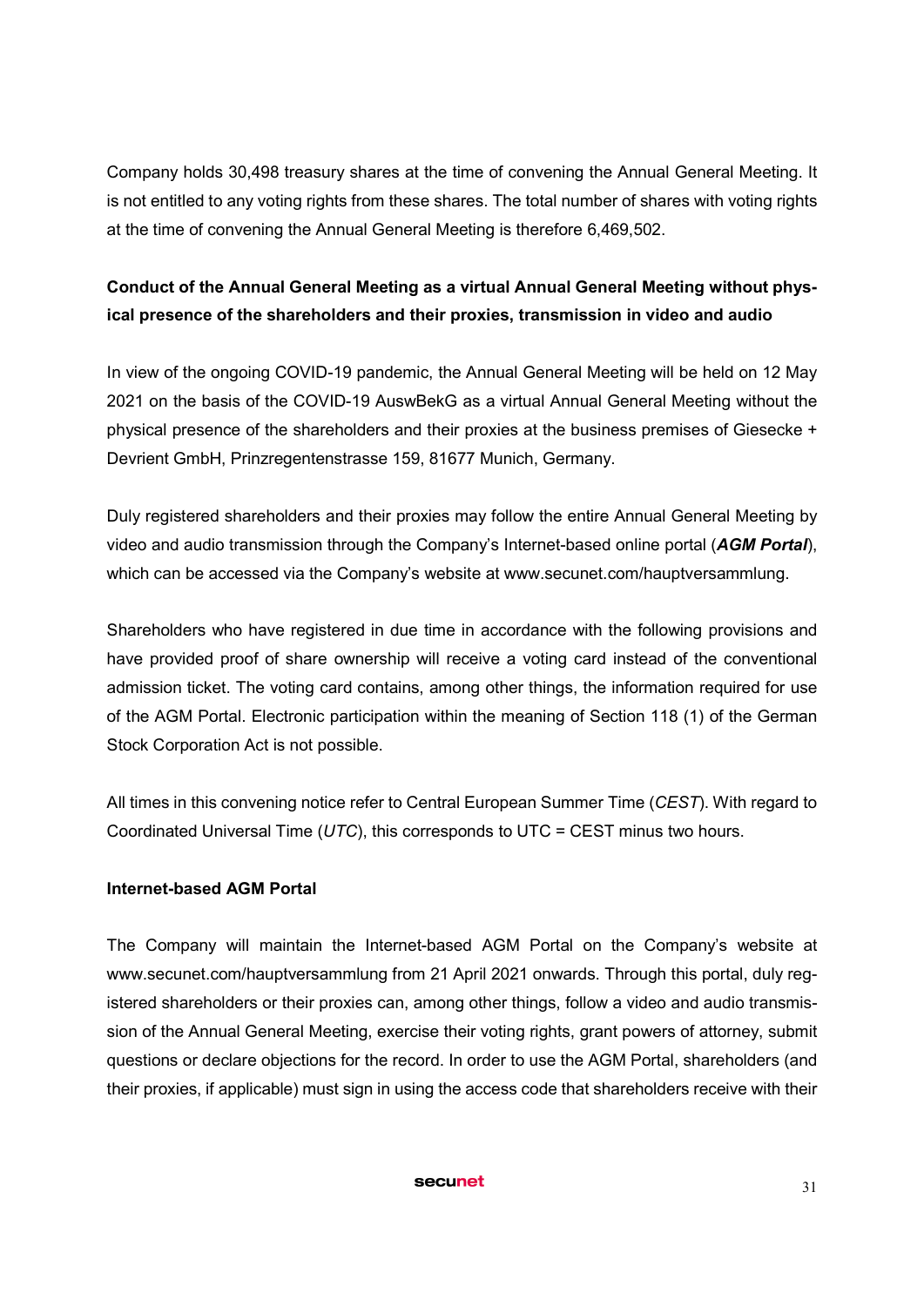Company holds 30,498 treasury shares at the time of convening the Annual General Meeting. It is not entitled to any voting rights from these shares. The total number of shares with voting rights at the time of convening the Annual General Meeting is therefore 6,469,502.

**Conduct of the Annual General Meeting as a virtual Annual General Meeting without physical presence of the shareholders and their proxies, transmission in video and audio**

In view of the ongoing COVID-19 pandemic, the Annual General Meeting will be held on 12 May 2021 on the basis of the COVID-19 AuswBekG as a virtual Annual General Meeting without the physical presence of the shareholders and their proxies at the business premises of Giesecke + Devrient GmbH, Prinzregentenstrasse 159, 81677 Munich, Germany.

Duly registered shareholders and their proxies may follow the entire Annual General Meeting by video and audio transmission through the Company's Internet-based online portal (***AGM Portal***), which can be accessed via the Company's website at www.secunet.com/hauptversammlung.

Shareholders who have registered in due time in accordance with the following provisions and have provided proof of share ownership will receive a voting card instead of the conventional admission ticket. The voting card contains, among other things, the information required for use of the AGM Portal. Electronic participation within the meaning of Section 118 (1) of the German Stock Corporation Act is not possible.

All times in this convening notice refer to Central European Summer Time (*CEST*). With regard to Coordinated Universal Time (*UTC*), this corresponds to UTC = CEST minus two hours.

**Internet-based AGM Portal**

The Company will maintain the Internet-based AGM Portal on the Company's website at www.secunet.com/hauptversammlung from 21 April 2021 onwards. Through this portal, duly registered shareholders or their proxies can, among other things, follow a video and audio transmission of the Annual General Meeting, exercise their voting rights, grant powers of attorney, submit questions or declare objections for the record. In order to use the AGM Portal, shareholders (and their proxies, if applicable) must sign in using the access code that shareholders receive with their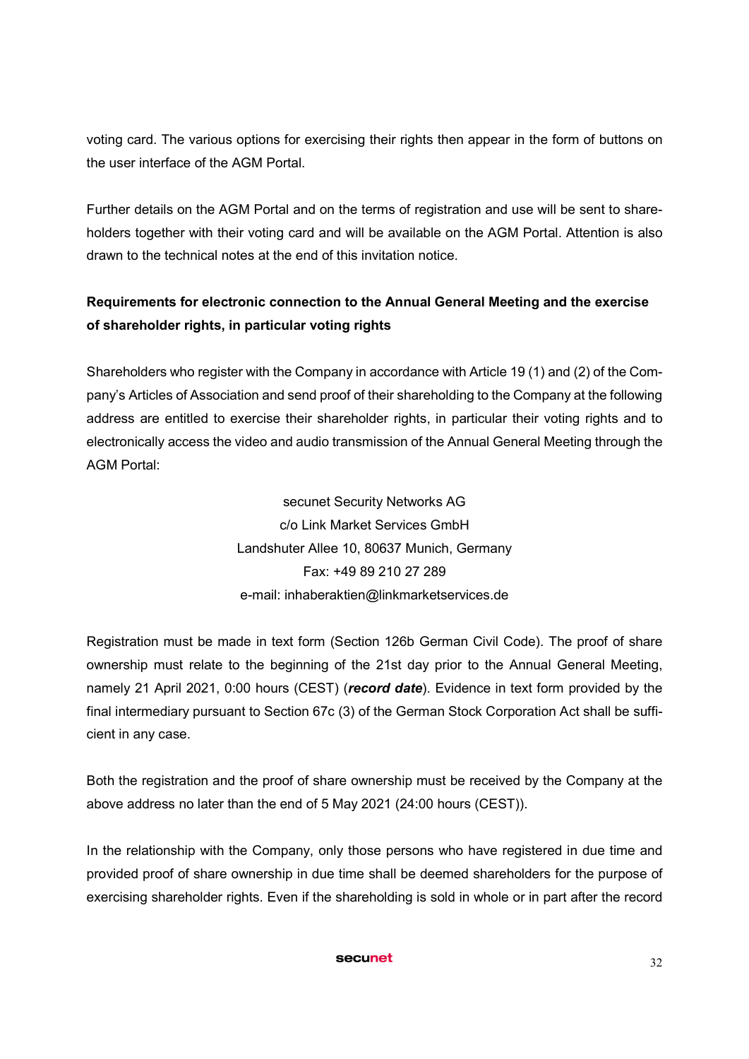voting card. The various options for exercising their rights then appear in the form of buttons on the user interface of the AGM Portal.

Further details on the AGM Portal and on the terms of registration and use will be sent to shareholders together with their voting card and will be available on the AGM Portal. Attention is also drawn to the technical notes at the end of this invitation notice.

**Requirements for electronic connection to the Annual General Meeting and the exercise of shareholder rights, in particular voting rights**

Shareholders who register with the Company in accordance with Article 19 (1) and (2) of the Company's Articles of Association and send proof of their shareholding to the Company at the following address are entitled to exercise their shareholder rights, in particular their voting rights and to electronically access the video and audio transmission of the Annual General Meeting through the AGM Portal:

secunet Security Networks AG  
c/o Link Market Services GmbH  
Landshuter Allee 10, 80637 Munich, Germany  
Fax: +49 89 210 27 289  
e-mail: inhaberaktien@linkmarketservices.de

Registration must be made in text form (Section 126b German Civil Code). The proof of share ownership must relate to the beginning of the 21st day prior to the Annual General Meeting, namely 21 April 2021, 0:00 hours (CEST) (***record date***). Evidence in text form provided by the final intermediary pursuant to Section 67c (3) of the German Stock Corporation Act shall be sufficient in any case.

Both the registration and the proof of share ownership must be received by the Company at the above address no later than the end of 5 May 2021 (24:00 hours (CEST)).

In the relationship with the Company, only those persons who have registered in due time and provided proof of share ownership in due time shall be deemed shareholders for the purpose of exercising shareholder rights. Even if the shareholding is sold in whole or in part after the record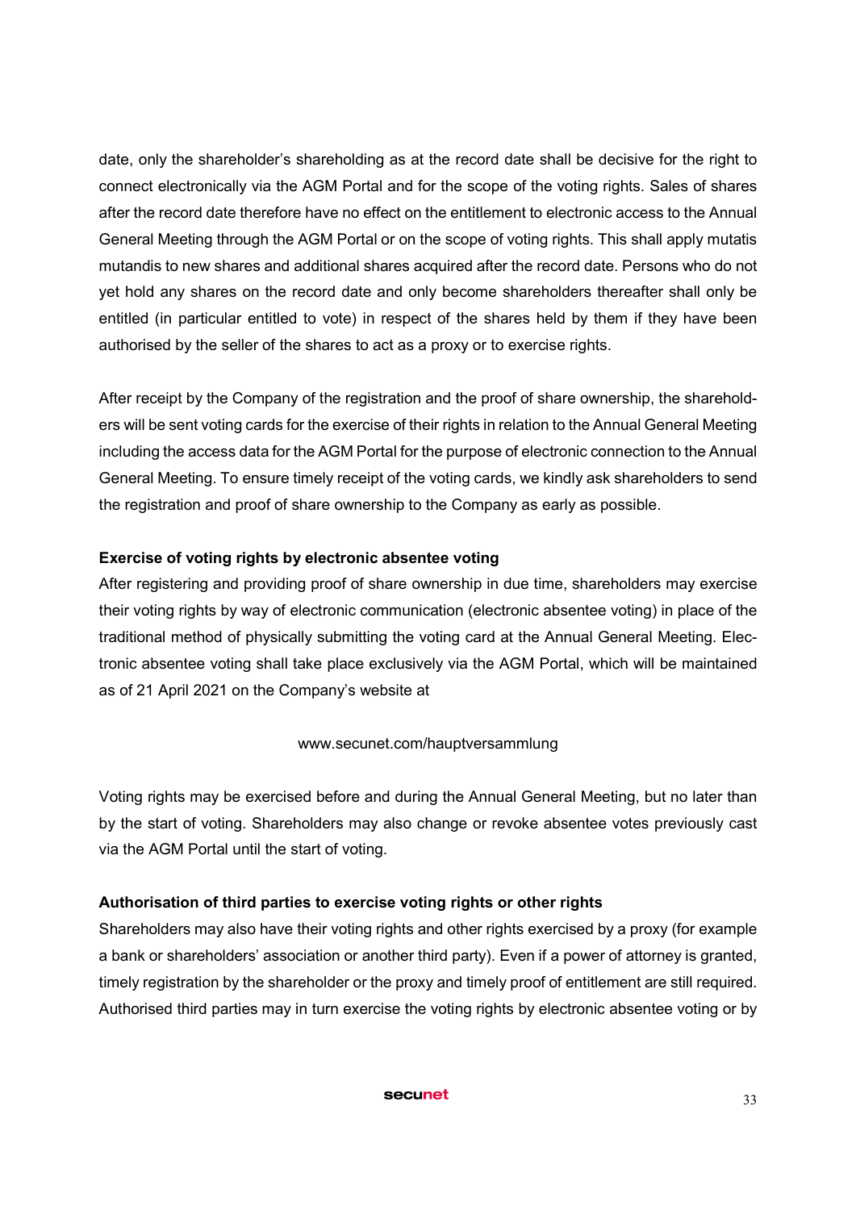date, only the shareholder's shareholding as at the record date shall be decisive for the right to connect electronically via the AGM Portal and for the scope of the voting rights. Sales of shares after the record date therefore have no effect on the entitlement to electronic access to the Annual General Meeting through the AGM Portal or on the scope of voting rights. This shall apply mutatis mutandis to new shares and additional shares acquired after the record date. Persons who do not yet hold any shares on the record date and only become shareholders thereafter shall only be entitled (in particular entitled to vote) in respect of the shares held by them if they have been authorised by the seller of the shares to act as a proxy or to exercise rights.

After receipt by the Company of the registration and the proof of share ownership, the shareholders will be sent voting cards for the exercise of their rights in relation to the Annual General Meeting including the access data for the AGM Portal for the purpose of electronic connection to the Annual General Meeting. To ensure timely receipt of the voting cards, we kindly ask shareholders to send the registration and proof of share ownership to the Company as early as possible.

**Exercise of voting rights by electronic absentee voting**

After registering and providing proof of share ownership in due time, shareholders may exercise their voting rights by way of electronic communication (electronic absentee voting) in place of the traditional method of physically submitting the voting card at the Annual General Meeting. Electronic absentee voting shall take place exclusively via the AGM Portal, which will be maintained as of 21 April 2021 on the Company's website at

www.secunet.com/hauptversammlung

Voting rights may be exercised before and during the Annual General Meeting, but no later than by the start of voting. Shareholders may also change or revoke absentee votes previously cast via the AGM Portal until the start of voting.

**Authorisation of third parties to exercise voting rights or other rights**

Shareholders may also have their voting rights and other rights exercised by a proxy (for example a bank or shareholders' association or another third party). Even if a power of attorney is granted, timely registration by the shareholder or the proxy and timely proof of entitlement are still required. Authorised third parties may in turn exercise the voting rights by electronic absentee voting or by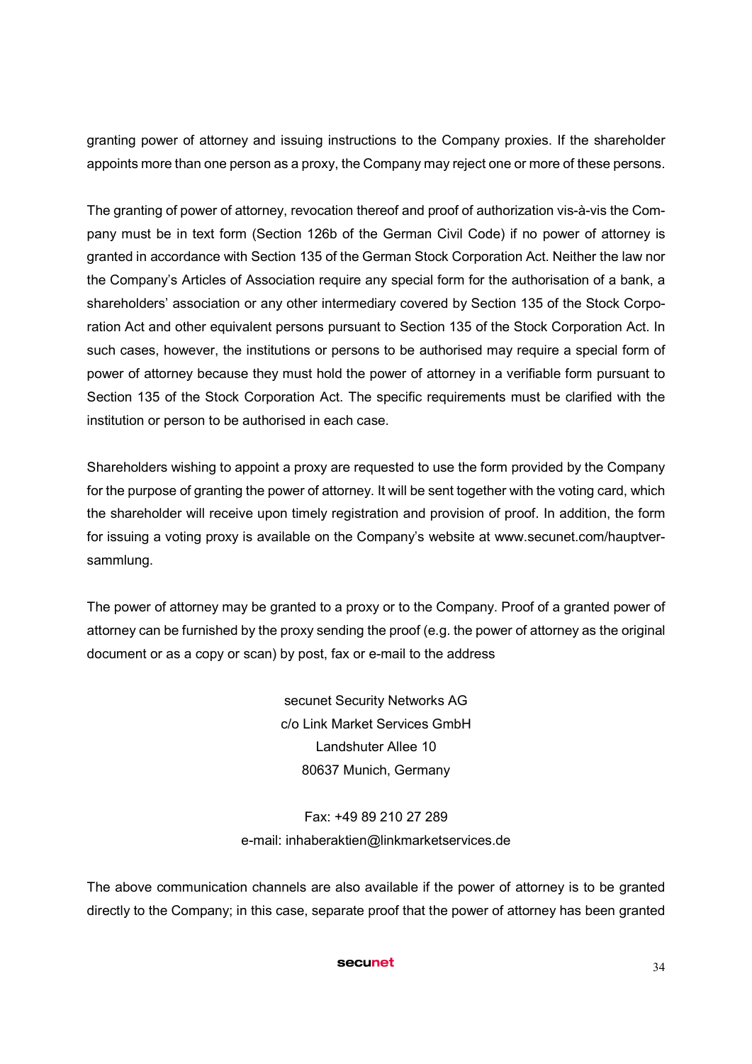granting power of attorney and issuing instructions to the Company proxies. If the shareholder appoints more than one person as a proxy, the Company may reject one or more of these persons.

The granting of power of attorney, revocation thereof and proof of authorization vis-à-vis the Company must be in text form (Section 126b of the German Civil Code) if no power of attorney is granted in accordance with Section 135 of the German Stock Corporation Act. Neither the law nor the Company's Articles of Association require any special form for the authorisation of a bank, a shareholders' association or any other intermediary covered by Section 135 of the Stock Corporation Act and other equivalent persons pursuant to Section 135 of the Stock Corporation Act. In such cases, however, the institutions or persons to be authorised may require a special form of power of attorney because they must hold the power of attorney in a verifiable form pursuant to Section 135 of the Stock Corporation Act. The specific requirements must be clarified with the institution or person to be authorised in each case.

Shareholders wishing to appoint a proxy are requested to use the form provided by the Company for the purpose of granting the power of attorney. It will be sent together with the voting card, which the shareholder will receive upon timely registration and provision of proof. In addition, the form for issuing a voting proxy is available on the Company's website at www.secunet.com/hauptversammlung.

The power of attorney may be granted to a proxy or to the Company. Proof of a granted power of attorney can be furnished by the proxy sending the proof (e.g. the power of attorney as the original document or as a copy or scan) by post, fax or e-mail to the address

secunet Security Networks AG
c/o Link Market Services GmbH
Landshuter Allee 10
80637 Munich, Germany

Fax: +49 89 210 27 289
e-mail: inhaberaktien@linkmarketservices.de

The above communication channels are also available if the power of attorney is to be granted directly to the Company; in this case, separate proof that the power of attorney has been granted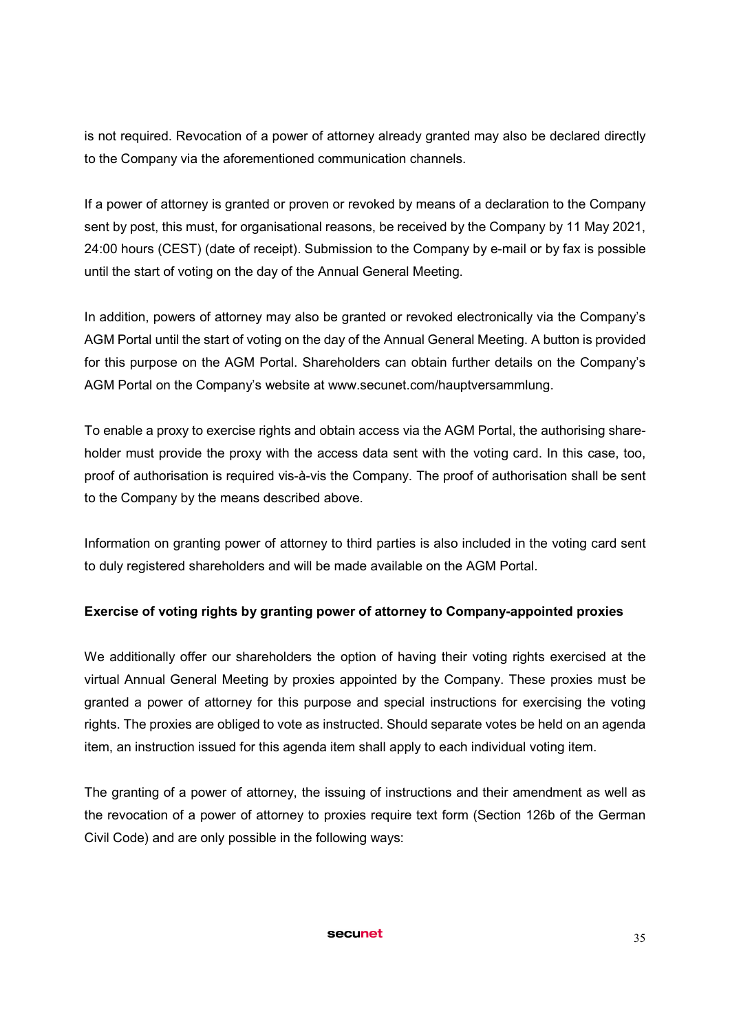is not required. Revocation of a power of attorney already granted may also be declared directly to the Company via the aforementioned communication channels.

If a power of attorney is granted or proven or revoked by means of a declaration to the Company sent by post, this must, for organisational reasons, be received by the Company by 11 May 2021, 24:00 hours (CEST) (date of receipt). Submission to the Company by e-mail or by fax is possible until the start of voting on the day of the Annual General Meeting.

In addition, powers of attorney may also be granted or revoked electronically via the Company's AGM Portal until the start of voting on the day of the Annual General Meeting. A button is provided for this purpose on the AGM Portal. Shareholders can obtain further details on the Company's AGM Portal on the Company's website at www.secunet.com/hauptversammlung.

To enable a proxy to exercise rights and obtain access via the AGM Portal, the authorising shareholder must provide the proxy with the access data sent with the voting card. In this case, too, proof of authorisation is required vis-à-vis the Company. The proof of authorisation shall be sent to the Company by the means described above.

Information on granting power of attorney to third parties is also included in the voting card sent to duly registered shareholders and will be made available on the AGM Portal.

**Exercise of voting rights by granting power of attorney to Company-appointed proxies**

We additionally offer our shareholders the option of having their voting rights exercised at the virtual Annual General Meeting by proxies appointed by the Company. These proxies must be granted a power of attorney for this purpose and special instructions for exercising the voting rights. The proxies are obliged to vote as instructed. Should separate votes be held on an agenda item, an instruction issued for this agenda item shall apply to each individual voting item.

The granting of a power of attorney, the issuing of instructions and their amendment as well as the revocation of a power of attorney to proxies require text form (Section 126b of the German Civil Code) and are only possible in the following ways: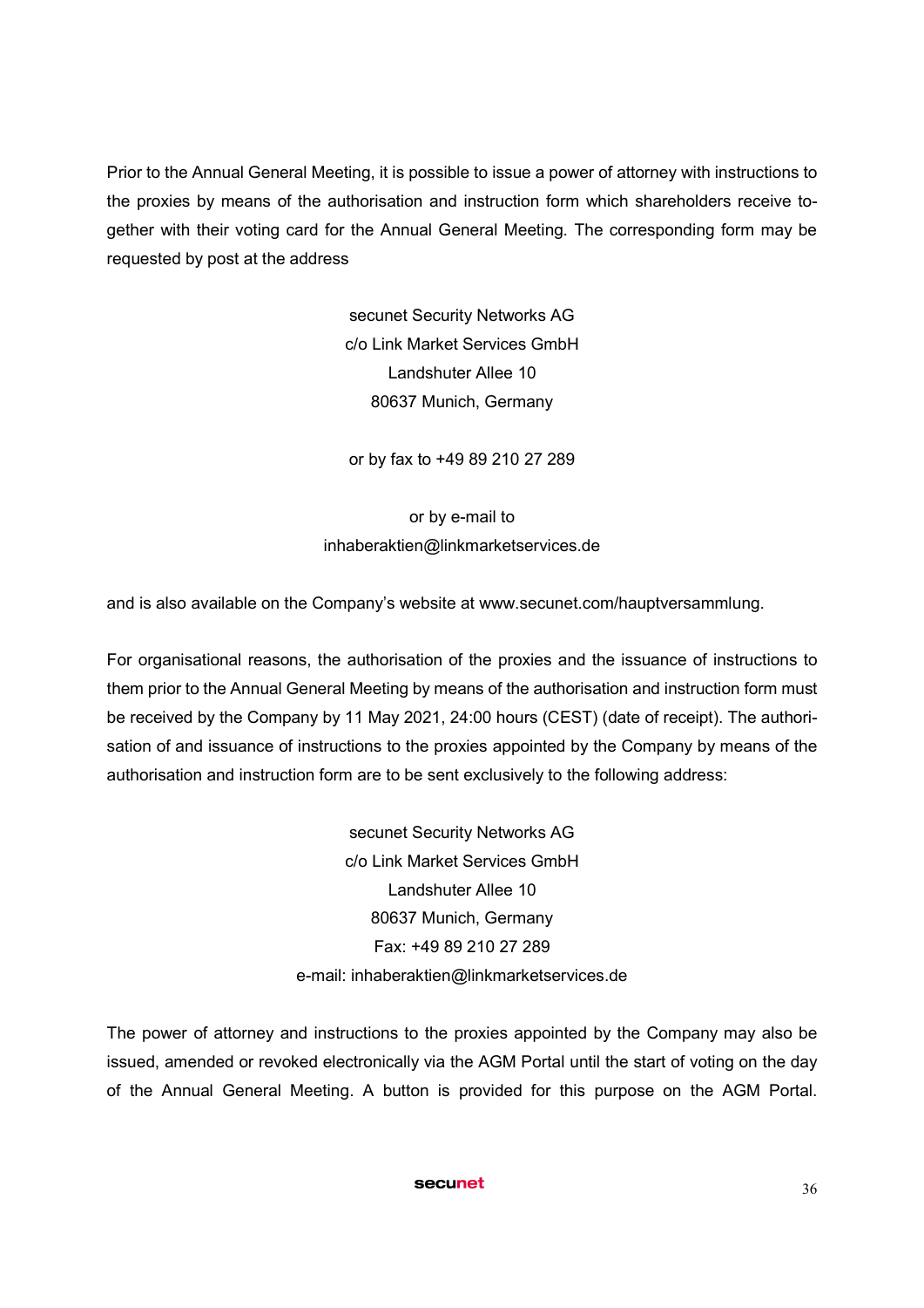Prior to the Annual General Meeting, it is possible to issue a power of attorney with instructions to the proxies by means of the authorisation and instruction form which shareholders receive together with their voting card for the Annual General Meeting. The corresponding form may be requested by post at the address

secunet Security Networks AG  
c/o Link Market Services GmbH  
Landshuter Allee 10  
80637 Munich, Germany

or by fax to +49 89 210 27 289

or by e-mail to  
inhaberaktien@linkmarketservices.de

and is also available on the Company's website at www.secunet.com/hauptversammlung.

For organisational reasons, the authorisation of the proxies and the issuance of instructions to them prior to the Annual General Meeting by means of the authorisation and instruction form must be received by the Company by 11 May 2021, 24:00 hours (CEST) (date of receipt). The authorisation of and issuance of instructions to the proxies appointed by the Company by means of the authorisation and instruction form are to be sent exclusively to the following address:

secunet Security Networks AG  
c/o Link Market Services GmbH  
Landshuter Allee 10  
80637 Munich, Germany  
Fax: +49 89 210 27 289  
e-mail: inhaberaktien@linkmarketservices.de

The power of attorney and instructions to the proxies appointed by the Company may also be issued, amended or revoked electronically via the AGM Portal until the start of voting on the day of the Annual General Meeting. A button is provided for this purpose on the AGM Portal.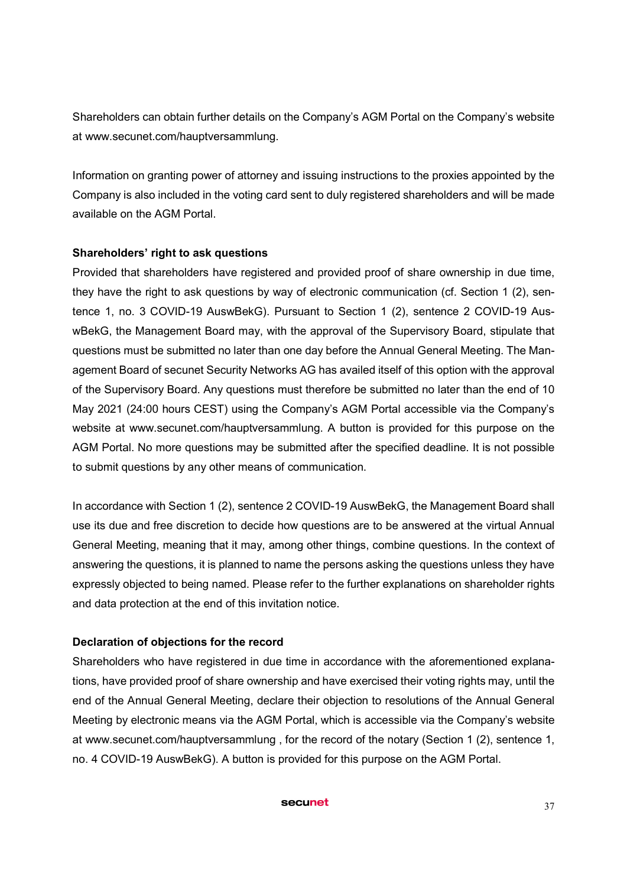Shareholders can obtain further details on the Company's AGM Portal on the Company's website at www.secunet.com/hauptversammlung.

Information on granting power of attorney and issuing instructions to the proxies appointed by the Company is also included in the voting card sent to duly registered shareholders and will be made available on the AGM Portal.

**Shareholders' right to ask questions**

Provided that shareholders have registered and provided proof of share ownership in due time, they have the right to ask questions by way of electronic communication (cf. Section 1 (2), sentence 1, no. 3 COVID-19 AuswBekG). Pursuant to Section 1 (2), sentence 2 COVID-19 AuswBekG, the Management Board may, with the approval of the Supervisory Board, stipulate that questions must be submitted no later than one day before the Annual General Meeting. The Management Board of secunet Security Networks AG has availed itself of this option with the approval of the Supervisory Board. Any questions must therefore be submitted no later than the end of 10 May 2021 (24:00 hours CEST) using the Company's AGM Portal accessible via the Company's website at www.secunet.com/hauptversammlung. A button is provided for this purpose on the AGM Portal. No more questions may be submitted after the specified deadline. It is not possible to submit questions by any other means of communication.

In accordance with Section 1 (2), sentence 2 COVID-19 AuswBekG, the Management Board shall use its due and free discretion to decide how questions are to be answered at the virtual Annual General Meeting, meaning that it may, among other things, combine questions. In the context of answering the questions, it is planned to name the persons asking the questions unless they have expressly objected to being named. Please refer to the further explanations on shareholder rights and data protection at the end of this invitation notice.

**Declaration of objections for the record**

Shareholders who have registered in due time in accordance with the aforementioned explanations, have provided proof of share ownership and have exercised their voting rights may, until the end of the Annual General Meeting, declare their objection to resolutions of the Annual General Meeting by electronic means via the AGM Portal, which is accessible via the Company's website at www.secunet.com/hauptversammlung , for the record of the notary (Section 1 (2), sentence 1, no. 4 COVID-19 AuswBekG). A button is provided for this purpose on the AGM Portal.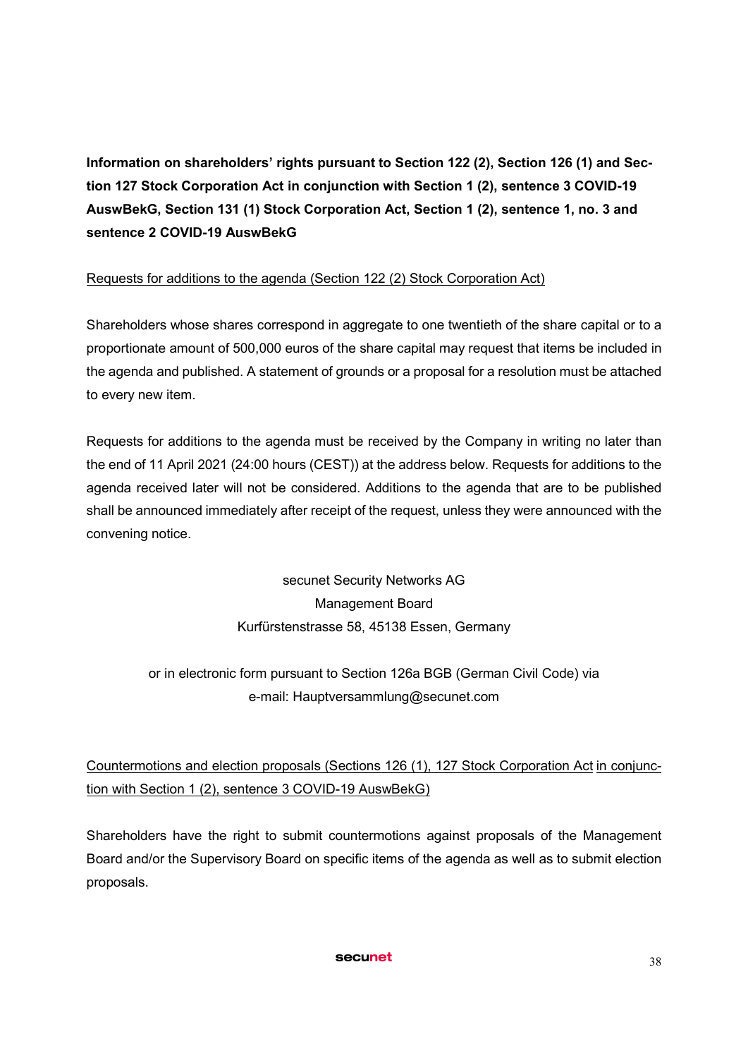**Information on shareholders' rights pursuant to Section 122 (2), Section 126 (1) and Section 127 Stock Corporation Act in conjunction with Section 1 (2), sentence 3 COVID-19 AuswBekG, Section 131 (1) Stock Corporation Act, Section 1 (2), sentence 1, no. 3 and sentence 2 COVID-19 AuswBekG**

Requests for additions to the agenda (Section 122 (2) Stock Corporation Act)

Shareholders whose shares correspond in aggregate to one twentieth of the share capital or to a proportionate amount of 500,000 euros of the share capital may request that items be included in the agenda and published. A statement of grounds or a proposal for a resolution must be attached to every new item.

Requests for additions to the agenda must be received by the Company in writing no later than the end of 11 April 2021 (24:00 hours (CEST)) at the address below. Requests for additions to the agenda received later will not be considered. Additions to the agenda that are to be published shall be announced immediately after receipt of the request, unless they were announced with the convening notice.

secunet Security Networks AG  
Management Board  
Kurfürstenstrasse 58, 45138 Essen, Germany

or in electronic form pursuant to Section 126a BGB (German Civil Code) via  
e-mail: Hauptversammlung@secunet.com

Countermotions and election proposals (Sections 126 (1), 127 Stock Corporation Act in conjunction with Section 1 (2), sentence 3 COVID-19 AuswBekG)

Shareholders have the right to submit countermotions against proposals of the Management Board and/or the Supervisory Board on specific items of the agenda as well as to submit election proposals.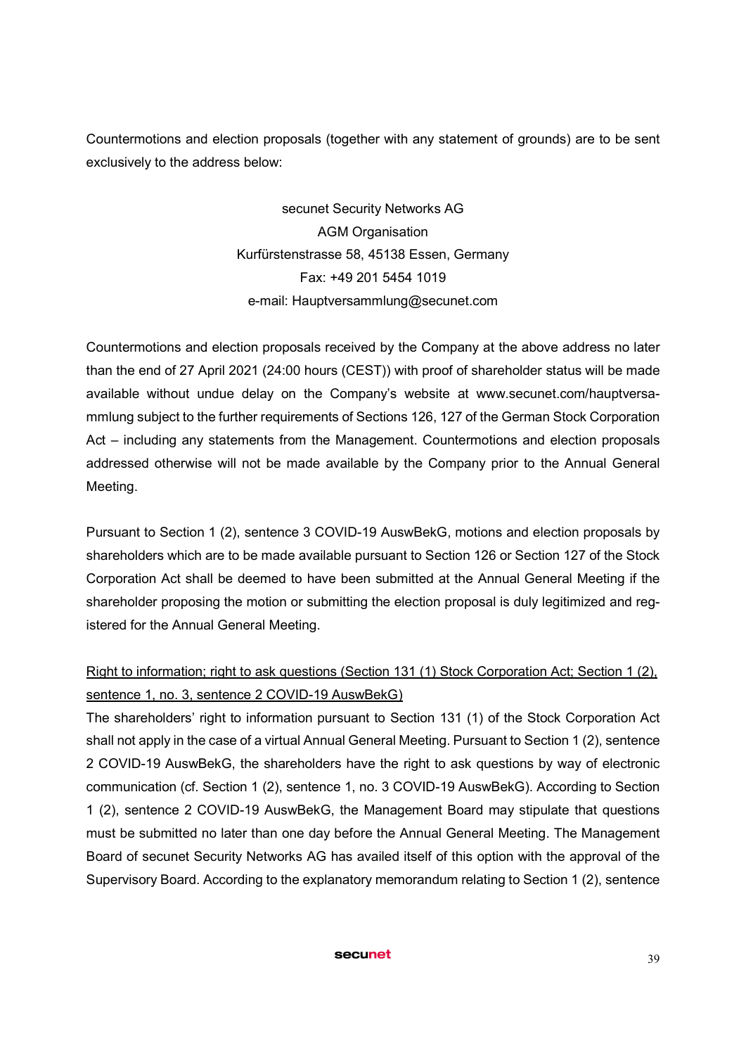Countermotions and election proposals (together with any statement of grounds) are to be sent exclusively to the address below:

secunet Security Networks AG  
AGM Organisation  
Kurfürstenstrasse 58, 45138 Essen, Germany  
Fax: +49 201 5454 1019  
e-mail: Hauptversammlung@secunet.com

Countermotions and election proposals received by the Company at the above address no later than the end of 27 April 2021 (24:00 hours (CEST)) with proof of shareholder status will be made available without undue delay on the Company's website at www.secunet.com/hauptversammlung subject to the further requirements of Sections 126, 127 of the German Stock Corporation Act – including any statements from the Management. Countermotions and election proposals addressed otherwise will not be made available by the Company prior to the Annual General Meeting.

Pursuant to Section 1 (2), sentence 3 COVID-19 AuswBekG, motions and election proposals by shareholders which are to be made available pursuant to Section 126 or Section 127 of the Stock Corporation Act shall be deemed to have been submitted at the Annual General Meeting if the shareholder proposing the motion or submitting the election proposal is duly legitimized and registered for the Annual General Meeting.

Right to information; right to ask questions (Section 131 (1) Stock Corporation Act; Section 1 (2), sentence 1, no. 3, sentence 2 COVID-19 AuswBekG)

The shareholders' right to information pursuant to Section 131 (1) of the Stock Corporation Act shall not apply in the case of a virtual Annual General Meeting. Pursuant to Section 1 (2), sentence 2 COVID-19 AuswBekG, the shareholders have the right to ask questions by way of electronic communication (cf. Section 1 (2), sentence 1, no. 3 COVID-19 AuswBekG). According to Section 1 (2), sentence 2 COVID-19 AuswBekG, the Management Board may stipulate that questions must be submitted no later than one day before the Annual General Meeting. The Management Board of secunet Security Networks AG has availed itself of this option with the approval of the Supervisory Board. According to the explanatory memorandum relating to Section 1 (2), sentence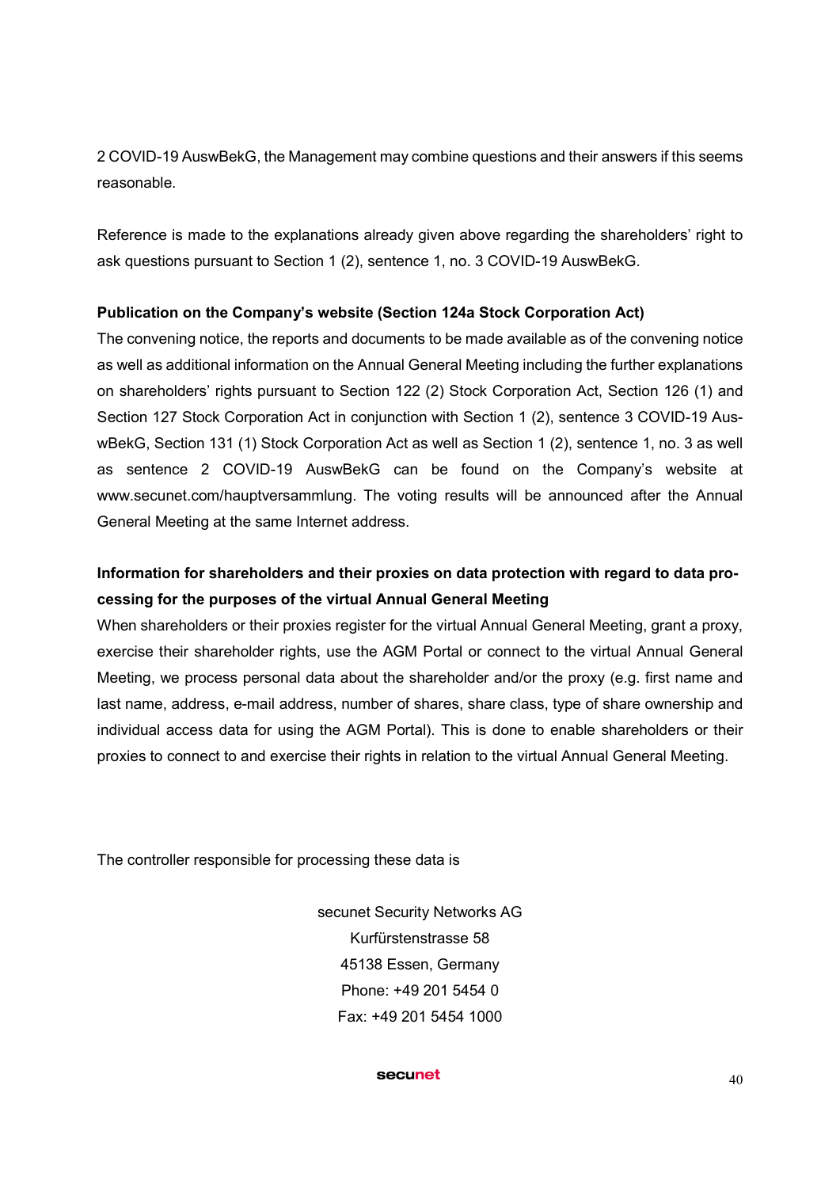2 COVID-19 AuswBekG, the Management may combine questions and their answers if this seems reasonable.

Reference is made to the explanations already given above regarding the shareholders' right to ask questions pursuant to Section 1 (2), sentence 1, no. 3 COVID-19 AuswBekG.

**Publication on the Company's website (Section 124a Stock Corporation Act)**

The convening notice, the reports and documents to be made available as of the convening notice as well as additional information on the Annual General Meeting including the further explanations on shareholders' rights pursuant to Section 122 (2) Stock Corporation Act, Section 126 (1) and Section 127 Stock Corporation Act in conjunction with Section 1 (2), sentence 3 COVID-19 AuswBekG, Section 131 (1) Stock Corporation Act as well as Section 1 (2), sentence 1, no. 3 as well as sentence 2 COVID-19 AuswBekG can be found on the Company's website at www.secunet.com/hauptversammlung. The voting results will be announced after the Annual General Meeting at the same Internet address.

**Information for shareholders and their proxies on data protection with regard to data processing for the purposes of the virtual Annual General Meeting**

When shareholders or their proxies register for the virtual Annual General Meeting, grant a proxy, exercise their shareholder rights, use the AGM Portal or connect to the virtual Annual General Meeting, we process personal data about the shareholder and/or the proxy (e.g. first name and last name, address, e-mail address, number of shares, share class, type of share ownership and individual access data for using the AGM Portal). This is done to enable shareholders or their proxies to connect to and exercise their rights in relation to the virtual Annual General Meeting.

The controller responsible for processing these data is

secunet Security Networks AG
Kurfürstenstrasse 58
45138 Essen, Germany
Phone: +49 201 5454 0
Fax: +49 201 5454 1000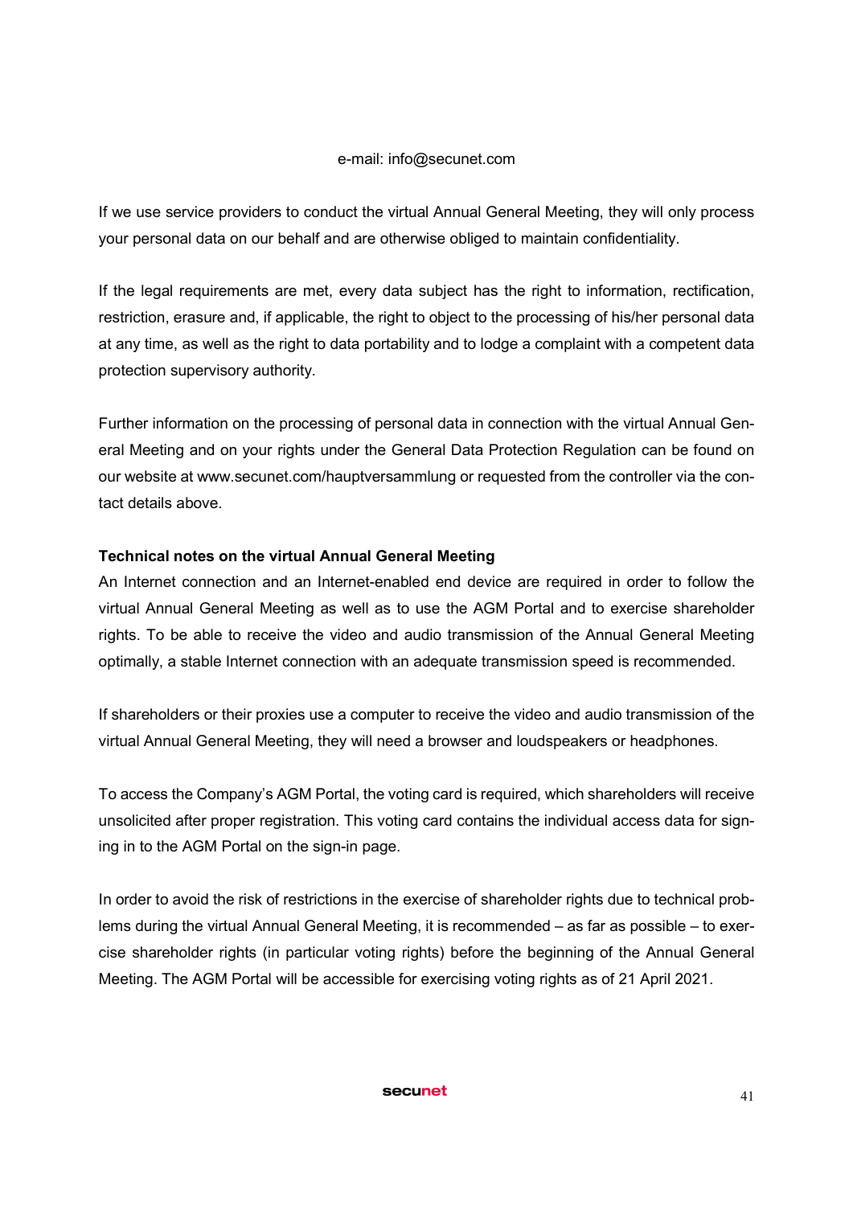e-mail: info@secunet.com

If we use service providers to conduct the virtual Annual General Meeting, they will only process your personal data on our behalf and are otherwise obliged to maintain confidentiality.

If the legal requirements are met, every data subject has the right to information, rectification, restriction, erasure and, if applicable, the right to object to the processing of his/her personal data at any time, as well as the right to data portability and to lodge a complaint with a competent data protection supervisory authority.

Further information on the processing of personal data in connection with the virtual Annual General Meeting and on your rights under the General Data Protection Regulation can be found on our website at www.secunet.com/hauptversammlung or requested from the controller via the contact details above.

**Technical notes on the virtual Annual General Meeting**

An Internet connection and an Internet-enabled end device are required in order to follow the virtual Annual General Meeting as well as to use the AGM Portal and to exercise shareholder rights. To be able to receive the video and audio transmission of the Annual General Meeting optimally, a stable Internet connection with an adequate transmission speed is recommended.

If shareholders or their proxies use a computer to receive the video and audio transmission of the virtual Annual General Meeting, they will need a browser and loudspeakers or headphones.

To access the Company's AGM Portal, the voting card is required, which shareholders will receive unsolicited after proper registration. This voting card contains the individual access data for signing in to the AGM Portal on the sign-in page.

In order to avoid the risk of restrictions in the exercise of shareholder rights due to technical problems during the virtual Annual General Meeting, it is recommended – as far as possible – to exercise shareholder rights (in particular voting rights) before the beginning of the Annual General Meeting. The AGM Portal will be accessible for exercising voting rights as of 21 April 2021.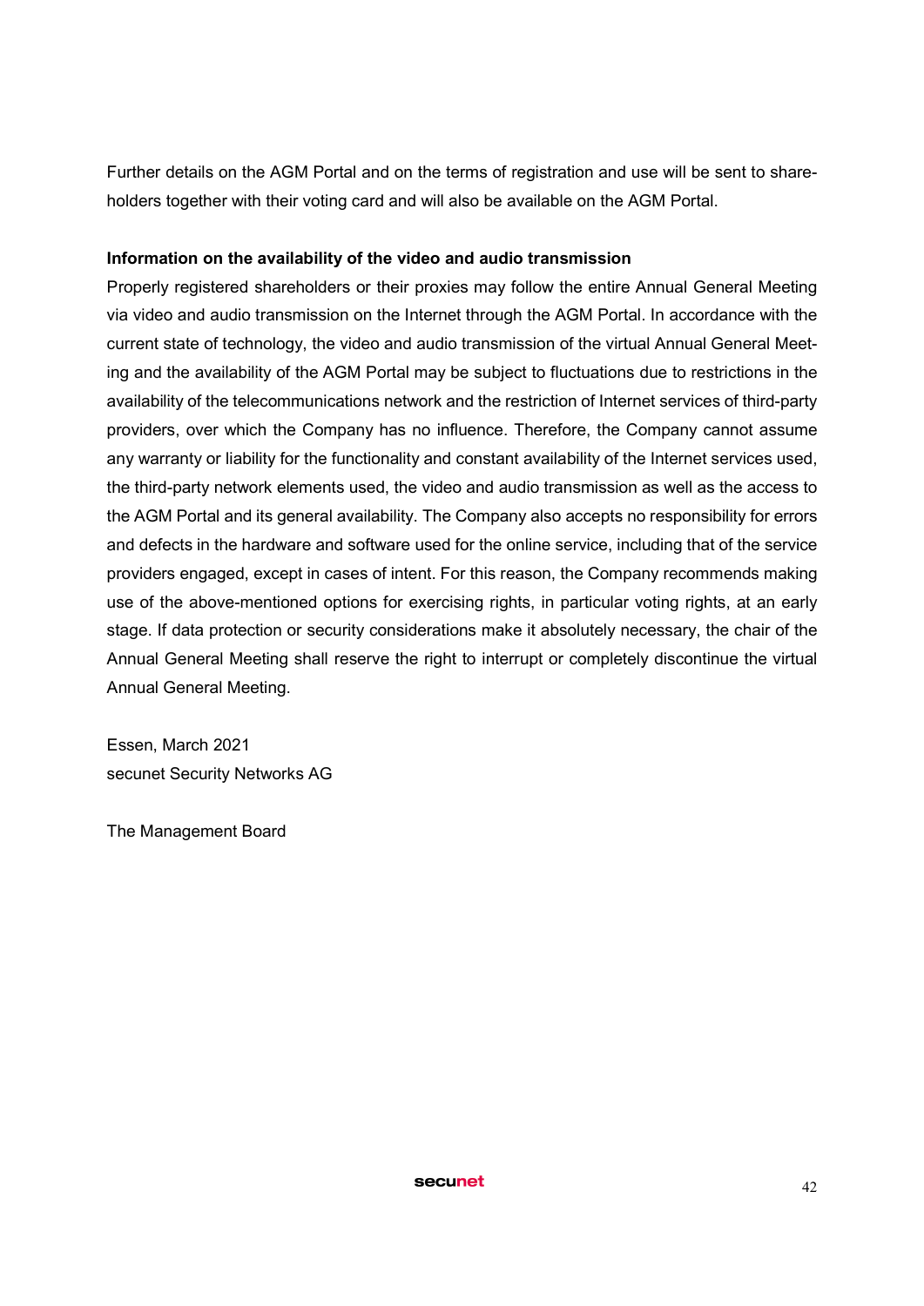Further details on the AGM Portal and on the terms of registration and use will be sent to shareholders together with their voting card and will also be available on the AGM Portal.

**Information on the availability of the video and audio transmission**

Properly registered shareholders or their proxies may follow the entire Annual General Meeting via video and audio transmission on the Internet through the AGM Portal. In accordance with the current state of technology, the video and audio transmission of the virtual Annual General Meeting and the availability of the AGM Portal may be subject to fluctuations due to restrictions in the availability of the telecommunications network and the restriction of Internet services of third-party providers, over which the Company has no influence. Therefore, the Company cannot assume any warranty or liability for the functionality and constant availability of the Internet services used, the third-party network elements used, the video and audio transmission as well as the access to the AGM Portal and its general availability. The Company also accepts no responsibility for errors and defects in the hardware and software used for the online service, including that of the service providers engaged, except in cases of intent. For this reason, the Company recommends making use of the above-mentioned options for exercising rights, in particular voting rights, at an early stage. If data protection or security considerations make it absolutely necessary, the chair of the Annual General Meeting shall reserve the right to interrupt or completely discontinue the virtual Annual General Meeting.

Essen, March 2021
secunet Security Networks AG

The Management Board